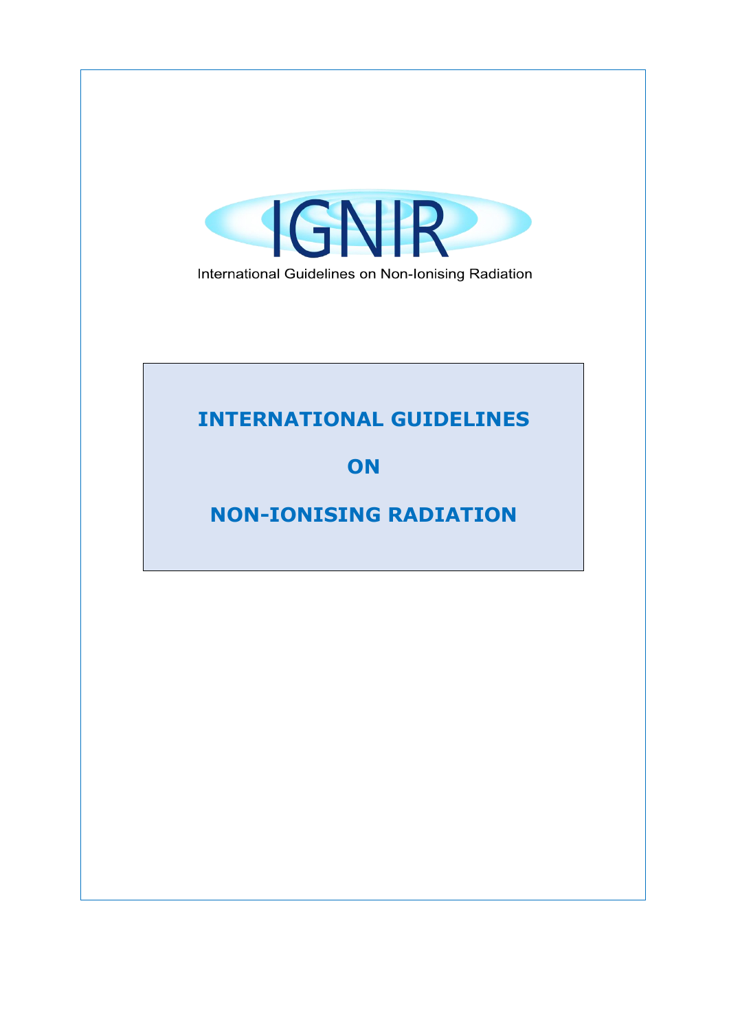IGNIR

International Guidelines on Non-Ionising Radiation

# INTERNATIONAL GUIDELINES

# ON

# NON-IONISING RADIATION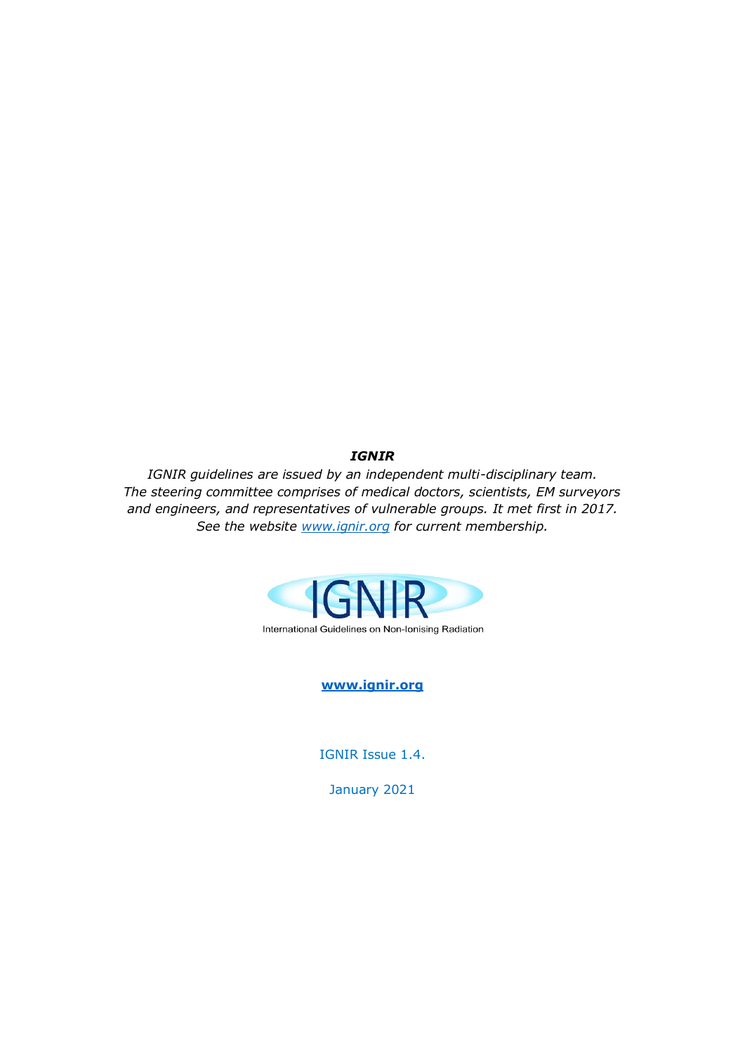***IGNIR***

*IGNIR guidelines are issued by an independent multi-disciplinary team. The steering committee comprises of medical doctors, scientists, EM surveyors and engineers, and representatives of vulnerable groups. It met first in 2017. See the website [www.ignir.org](www.ignir.org) for current membership.*

IGNIR

International Guidelines on Non-Ionising Radiation

**[www.ignir.org](www.ignir.org)**

IGNIR Issue 1.4.

January 2021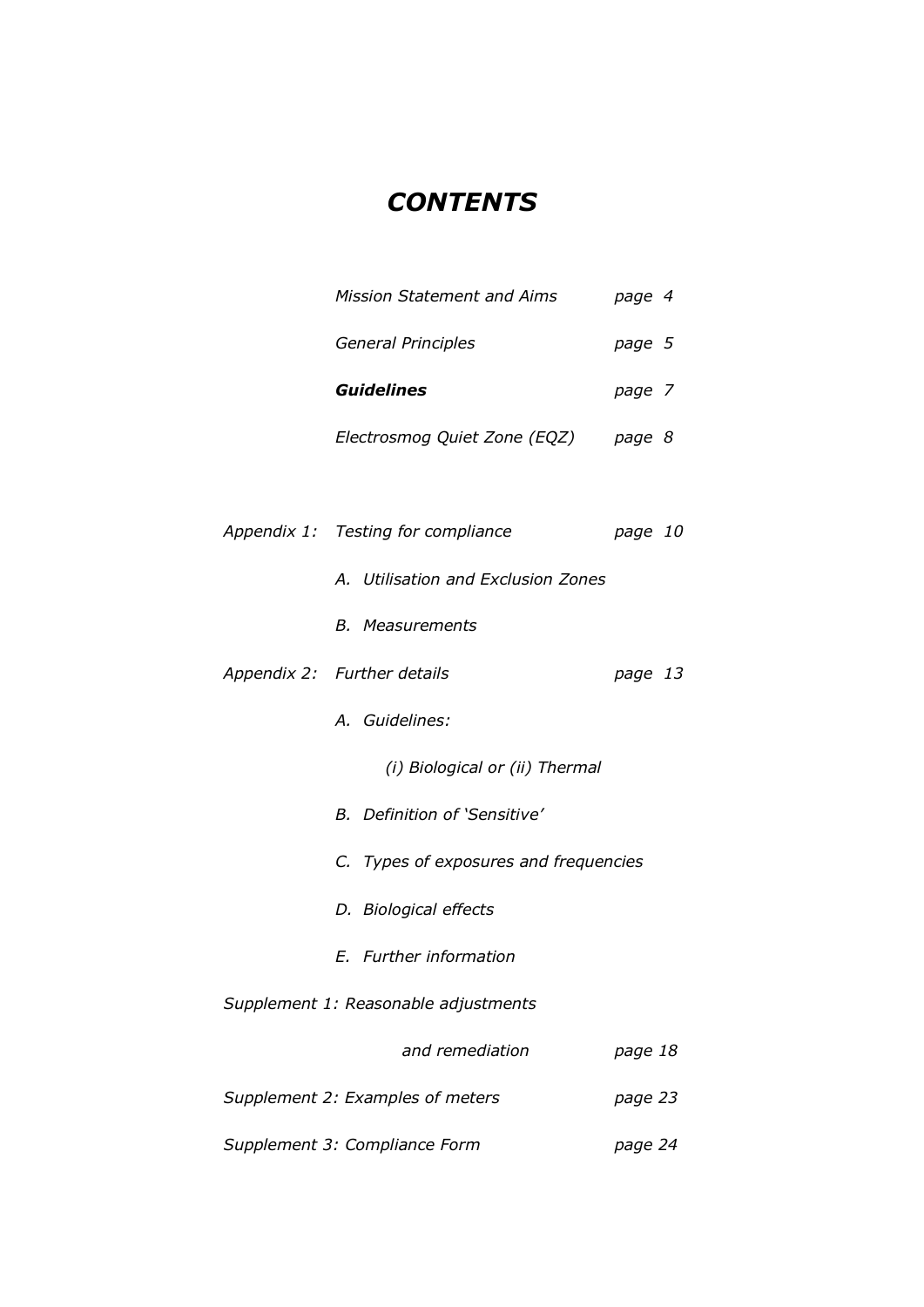# *CONTENTS*

*Mission Statement and Aims* *page 4*

*General Principles* *page 5*

***Guidelines*** *page 7*

*Electrosmog Quiet Zone (EQZ)* *page 8*

*Appendix 1: Testing for compliance* *page 10*

- *A. Utilisation and Exclusion Zones*
- *B. Measurements*

*Appendix 2: Further details* *page 13*

- *A. Guidelines:*
  - *(i) Biological or (ii) Thermal*
- *B. Definition of 'Sensitive'*
- *C. Types of exposures and frequencies*
- *D. Biological effects*
- *E. Further information*

*Supplement 1: Reasonable adjustments and remediation* *page 18*

*Supplement 2: Examples of meters* *page 23*

*Supplement 3: Compliance Form* *page 24*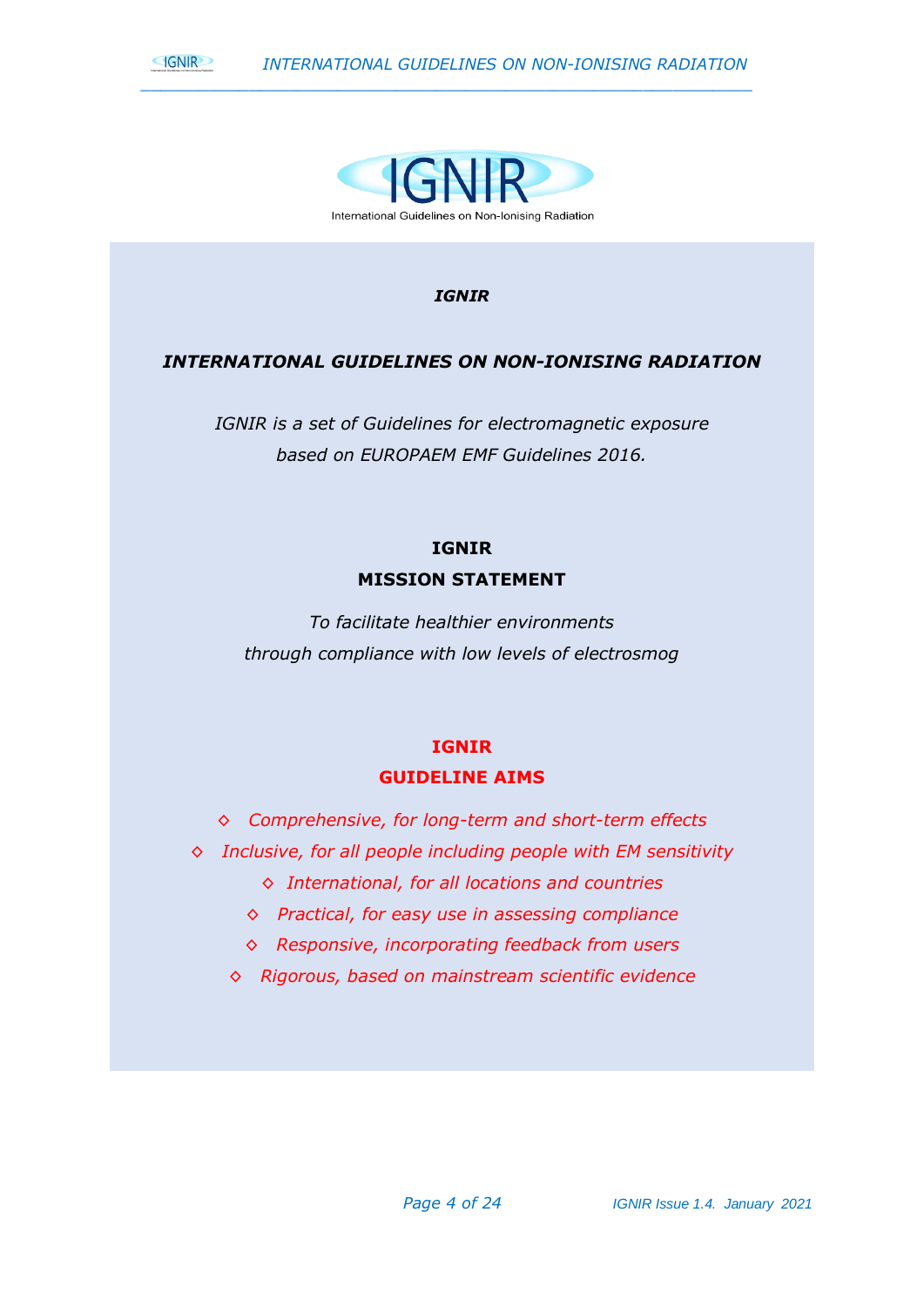International Guidelines on Non-Ionising Radiation

***IGNIR***

## *INTERNATIONAL GUIDELINES ON NON-IONISING RADIATION*

*IGNIR is a set of Guidelines for electromagnetic exposure based on EUROPAEM EMF Guidelines 2016.*

## IGNIR
## MISSION STATEMENT

*To facilitate healthier environments through compliance with low levels of electrosmog*

## IGNIR
## GUIDELINE AIMS

- ◇ *Comprehensive, for long-term and short-term effects*
- ◇ *Inclusive, for all people including people with EM sensitivity*
- ◇ *International, for all locations and countries*
- ◇ *Practical, for easy use in assessing compliance*
- ◇ *Responsive, incorporating feedback from users*
- ◇ *Rigorous, based on mainstream scientific evidence*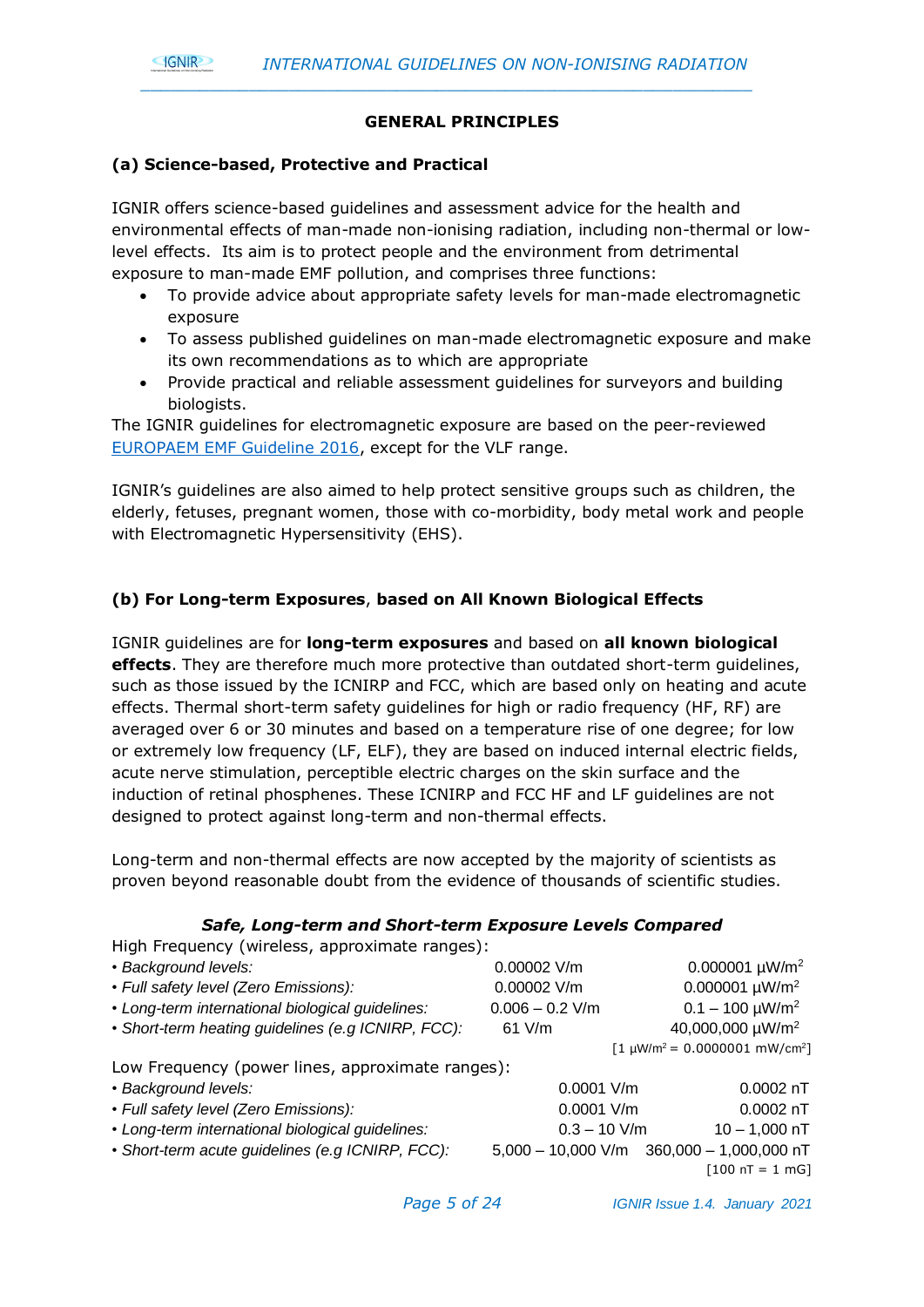## GENERAL PRINCIPLES

### (a) Science-based, Protective and Practical

IGNIR offers science-based guidelines and assessment advice for the health and environmental effects of man-made non-ionising radiation, including non-thermal or low-level effects. Its aim is to protect people and the environment from detrimental exposure to man-made EMF pollution, and comprises three functions:

- To provide advice about appropriate safety levels for man-made electromagnetic exposure
- To assess published guidelines on man-made electromagnetic exposure and make its own recommendations as to which are appropriate
- Provide practical and reliable assessment guidelines for surveyors and building biologists.

The IGNIR guidelines for electromagnetic exposure are based on the peer-reviewed EUROPAEM EMF Guideline 2016, except for the VLF range.

IGNIR's guidelines are also aimed to help protect sensitive groups such as children, the elderly, fetuses, pregnant women, those with co-morbidity, body metal work and people with Electromagnetic Hypersensitivity (EHS).

### (b) For Long-term Exposures, based on All Known Biological Effects

IGNIR guidelines are for **long-term exposures** and based on **all known biological effects**. They are therefore much more protective than outdated short-term guidelines, such as those issued by the ICNIRP and FCC, which are based only on heating and acute effects. Thermal short-term safety guidelines for high or radio frequency (HF, RF) are averaged over 6 or 30 minutes and based on a temperature rise of one degree; for low or extremely low frequency (LF, ELF), they are based on induced internal electric fields, acute nerve stimulation, perceptible electric charges on the skin surface and the induction of retinal phosphenes. These ICNIRP and FCC HF and LF guidelines are not designed to protect against long-term and non-thermal effects.

Long-term and non-thermal effects are now accepted by the majority of scientists as proven beyond reasonable doubt from the evidence of thousands of scientific studies.

***Safe, Long-term and Short-term Exposure Levels Compared***

High Frequency (wireless, approximate ranges):

| | | |
|---|---|---|
| • *Background levels:* | 0.00002 V/m | 0.000001 µW/m$^2$ |
| • *Full safety level (Zero Emissions):* | 0.00002 V/m | 0.000001 µW/m$^2$ |
| • *Long-term international biological guidelines:* | 0.006 – 0.2 V/m | 0.1 – 100 µW/m$^2$ |
| • *Short-term heating guidelines (e.g ICNIRP, FCC):* | 61 V/m | 40,000,000 µW/m$^2$ |

[1 µW/m$^2$ = 0.0000001 mW/cm$^2$]

Low Frequency (power lines, approximate ranges):

| | | |
|---|---|---|
| • *Background levels:* | 0.0001 V/m | 0.0002 nT |
| • *Full safety level (Zero Emissions):* | 0.0001 V/m | 0.0002 nT |
| • *Long-term international biological guidelines:* | 0.3 – 10 V/m | 10 – 1,000 nT |
| • *Short-term acute guidelines (e.g ICNIRP, FCC):* | 5,000 – 10,000 V/m | 360,000 – 1,000,000 nT |

[100 nT = 1 mG]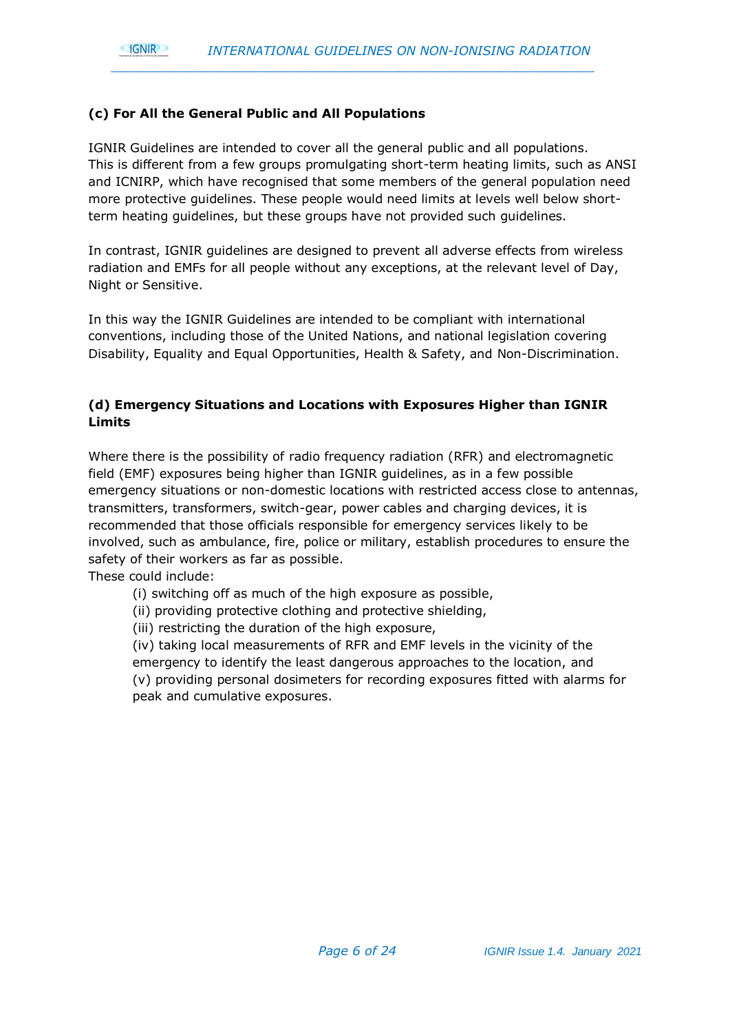### (c) For All the General Public and All Populations

IGNIR Guidelines are intended to cover all the general public and all populations. This is different from a few groups promulgating short-term heating limits, such as ANSI and ICNIRP, which have recognised that some members of the general population need more protective guidelines. These people would need limits at levels well below short-term heating guidelines, but these groups have not provided such guidelines.

In contrast, IGNIR guidelines are designed to prevent all adverse effects from wireless radiation and EMFs for all people without any exceptions, at the relevant level of Day, Night or Sensitive.

In this way the IGNIR Guidelines are intended to be compliant with international conventions, including those of the United Nations, and national legislation covering Disability, Equality and Equal Opportunities, Health & Safety, and Non-Discrimination.

### (d) Emergency Situations and Locations with Exposures Higher than IGNIR Limits

Where there is the possibility of radio frequency radiation (RFR) and electromagnetic field (EMF) exposures being higher than IGNIR guidelines, as in a few possible emergency situations or non-domestic locations with restricted access close to antennas, transmitters, transformers, switch-gear, power cables and charging devices, it is recommended that those officials responsible for emergency services likely to be involved, such as ambulance, fire, police or military, establish procedures to ensure the safety of their workers as far as possible.

These could include:

(i) switching off as much of the high exposure as possible,
(ii) providing protective clothing and protective shielding,
(iii) restricting the duration of the high exposure,
(iv) taking local measurements of RFR and EMF levels in the vicinity of the emergency to identify the least dangerous approaches to the location, and
(v) providing personal dosimeters for recording exposures fitted with alarms for peak and cumulative exposures.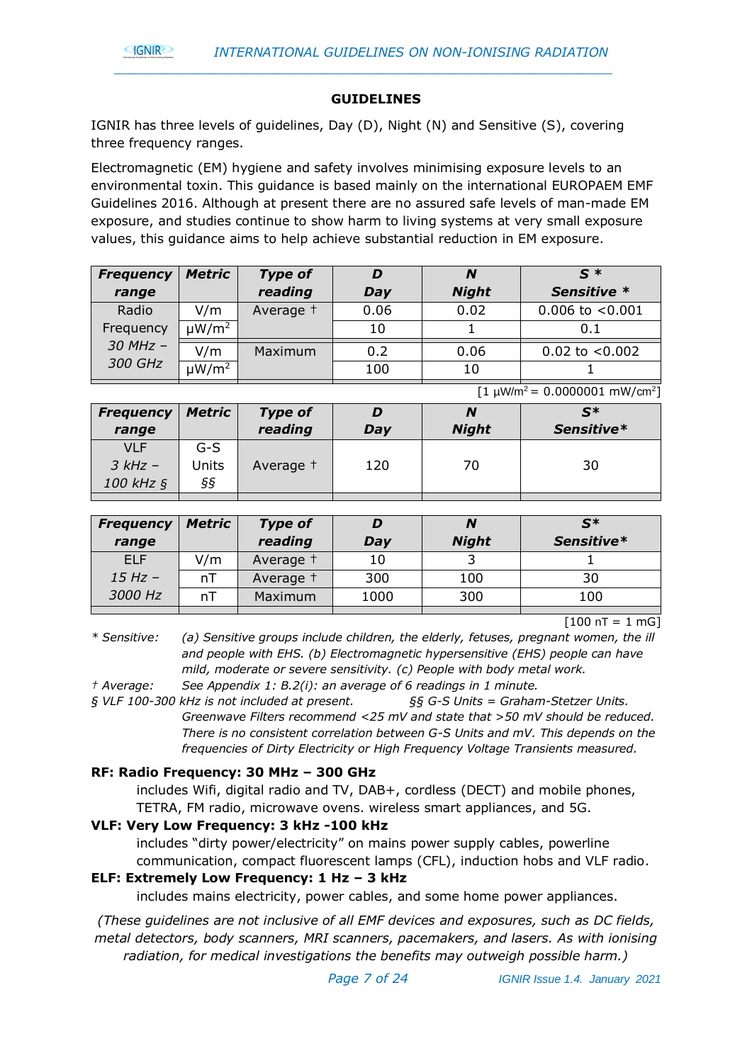## GUIDELINES

IGNIR has three levels of guidelines, Day (D), Night (N) and Sensitive (S), covering three frequency ranges.

Electromagnetic (EM) hygiene and safety involves minimising exposure levels to an environmental toxin. This guidance is based mainly on the international EUROPAEM EMF Guidelines 2016. Although at present there are no assured safe levels of man-made EM exposure, and studies continue to show harm to living systems at very small exposure values, this guidance aims to help achieve substantial reduction in EM exposure.

| ***Frequency range*** | ***Metric*** | ***Type of reading*** | ***D Day*** | ***N Night*** | ***S \* Sensitive \**** |
|---|---|---|---|---|---|
| Radio Frequency *30 MHz – 300 GHz* | V/m | Average † | 0.06 | 0.02 | 0.006 to <0.001 |
| | μW/m² | | 10 | 1 | 0.1 |
| | V/m | Maximum | 0.2 | 0.06 | 0.02 to <0.002 |
| | μW/m² | | 100 | 10 | 1 |

[1 μW/m² = 0.0000001 mW/cm²]

| ***Frequency range*** | ***Metric*** | ***Type of reading*** | ***D Day*** | ***N Night*** | ***S\* Sensitive\**** |
|---|---|---|---|---|---|
| VLF *3 kHz – 100 kHz §* | G-S Units *§§* | Average † | 120 | 70 | 30 |

| ***Frequency range*** | ***Metric*** | ***Type of reading*** | ***D Day*** | ***N Night*** | ***S\* Sensitive\**** |
|---|---|---|---|---|---|
| ELF *15 Hz – 3000 Hz* | V/m | Average † | 10 | 3 | 1 |
| | nT | Average † | 300 | 100 | 30 |
| | nT | Maximum | 1000 | 300 | 100 |

[100 nT = 1 mG]

*\* Sensitive: (a) Sensitive groups include children, the elderly, fetuses, pregnant women, the ill and people with EHS. (b) Electromagnetic hypersensitive (EHS) people can have mild, moderate or severe sensitivity. (c) People with body metal work.*

*† Average: See Appendix 1: B.2(i): an average of 6 readings in 1 minute.*

*§ VLF 100-300 kHz is not included at present.*

*§§ G-S Units = Graham-Stetzer Units. Greenwave Filters recommend <25 mV and state that >50 mV should be reduced. There is no consistent correlation between G-S Units and mV. This depends on the frequencies of Dirty Electricity or High Frequency Voltage Transients measured.*

**RF: Radio Frequency: 30 MHz – 300 GHz**

includes Wifi, digital radio and TV, DAB+, cordless (DECT) and mobile phones, TETRA, FM radio, microwave ovens. wireless smart appliances, and 5G.

**VLF: Very Low Frequency: 3 kHz -100 kHz**

includes "dirty power/electricity" on mains power supply cables, powerline communication, compact fluorescent lamps (CFL), induction hobs and VLF radio.

**ELF: Extremely Low Frequency: 1 Hz – 3 kHz**

includes mains electricity, power cables, and some home power appliances.

*(These guidelines are not inclusive of all EMF devices and exposures, such as DC fields, metal detectors, body scanners, MRI scanners, pacemakers, and lasers. As with ionising radiation, for medical investigations the benefits may outweigh possible harm.)*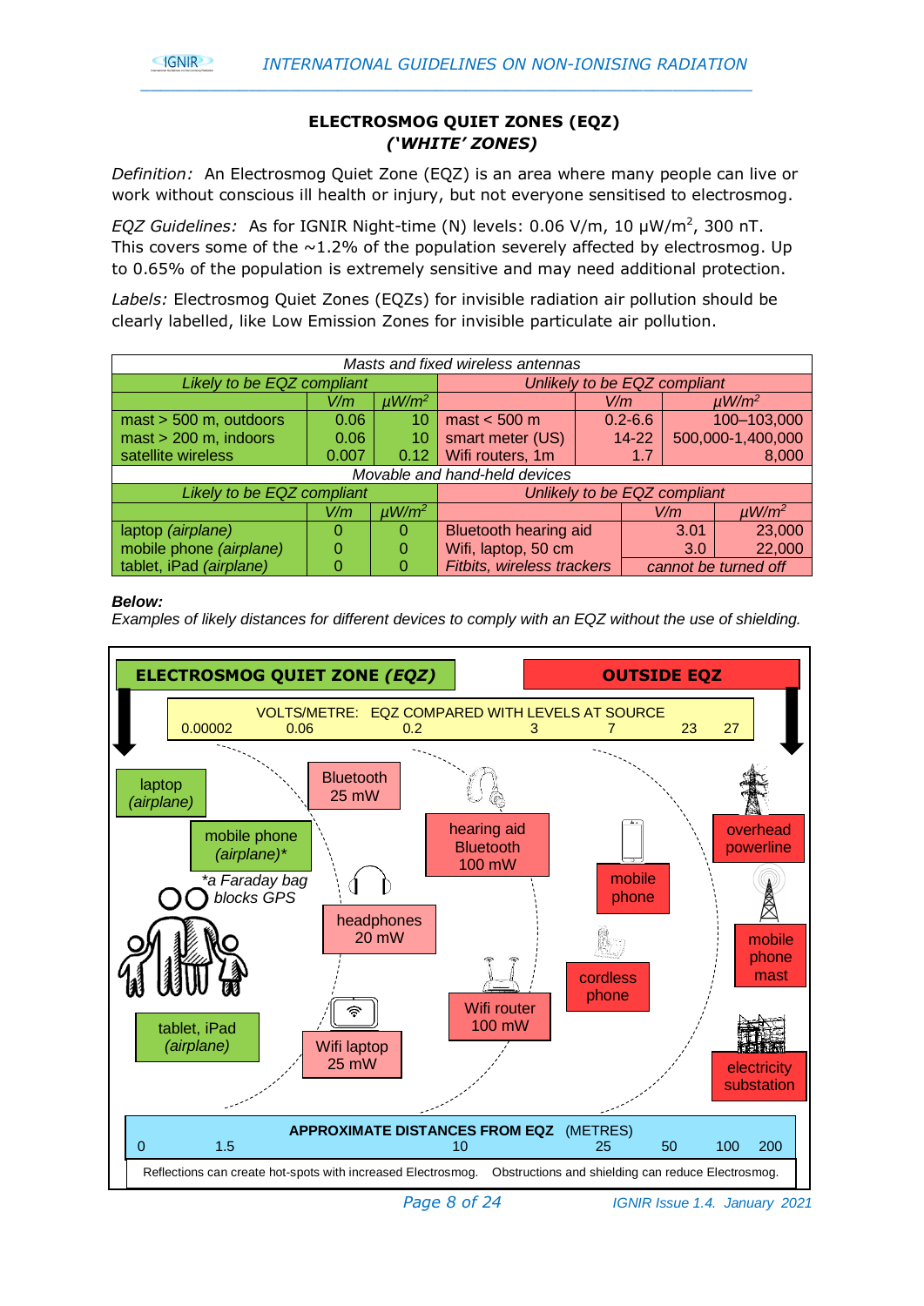## ELECTROSMOG QUIET ZONES (EQZ)
## *('WHITE' ZONES)*

*Definition:* An Electrosmog Quiet Zone (EQZ) is an area where many people can live or work without conscious ill health or injury, but not everyone sensitised to electrosmog.

*EQZ Guidelines:* As for IGNIR Night-time (N) levels: 0.06 V/m, 10 μW/m$^2$, 300 nT. This covers some of the ~1.2% of the population severely affected by electrosmog. Up to 0.65% of the population is extremely sensitive and may need additional protection.

*Labels:* Electrosmog Quiet Zones (EQZs) for invisible radiation air pollution should be clearly labelled, like Low Emission Zones for invisible particulate air pollution.

| *Masts and fixed wireless antennas* | | | | | |
|---|---|---|---|---|---|
| *Likely to be EQZ compliant* | | | *Unlikely to be EQZ compliant* | | |
| | *V/m* | *μW/m$^2$* | | *V/m* | *μW/m$^2$* |
| mast > 500 m, outdoors | 0.06 | 10 | mast < 500 m | 0.2-6.6 | 100–103,000 |
| mast > 200 m, indoors | 0.06 | 10 | smart meter (US) | 14-22 | 500,000-1,400,000 |
| satellite wireless | 0.007 | 0.12 | Wifi routers, 1m | 1.7 | 8,000 |
| *Movable and hand-held devices* | | | | | |
| *Likely to be EQZ compliant* | | | *Unlikely to be EQZ compliant* | | |
| | *V/m* | *μW/m$^2$* | | *V/m* | *μW/m$^2$* |
| laptop *(airplane)* | 0 | 0 | Bluetooth hearing aid | 3.01 | 23,000 |
| mobile phone *(airplane)* | 0 | 0 | Wifi, laptop, 50 cm | 3.0 | 22,000 |
| tablet, iPad *(airplane)* | 0 | 0 | *Fitbits, wireless trackers* | *cannot be turned off* | |

***Below:***
*Examples of likely distances for different devices to comply with an EQZ without the use of shielding.*

**ELECTROSMOG QUIET ZONE *(EQZ)*** | **OUTSIDE EQZ**

VOLTS/METRE: EQZ COMPARED WITH LEVELS AT SOURCE
0.00002 | 0.06 | 0.2 | 3 | 7 | 23 | 27

laptop *(airplane)*
mobile phone *(airplane)**
*a Faraday bag blocks GPS
tablet, iPad *(airplane)*
Bluetooth 25 mW
headphones 20 mW
Wifi laptop 25 mW
hearing aid Bluetooth 100 mW
Wifi router 100 mW
mobile phone
cordless phone
overhead powerline
mobile phone mast
electricity substation

**APPROXIMATE DISTANCES FROM EQZ** (METRES)
0 | 1.5 | 10 | 25 | 50 | 100 | 200

Reflections can create hot-spots with increased Electrosmog. Obstructions and shielding can reduce Electrosmog.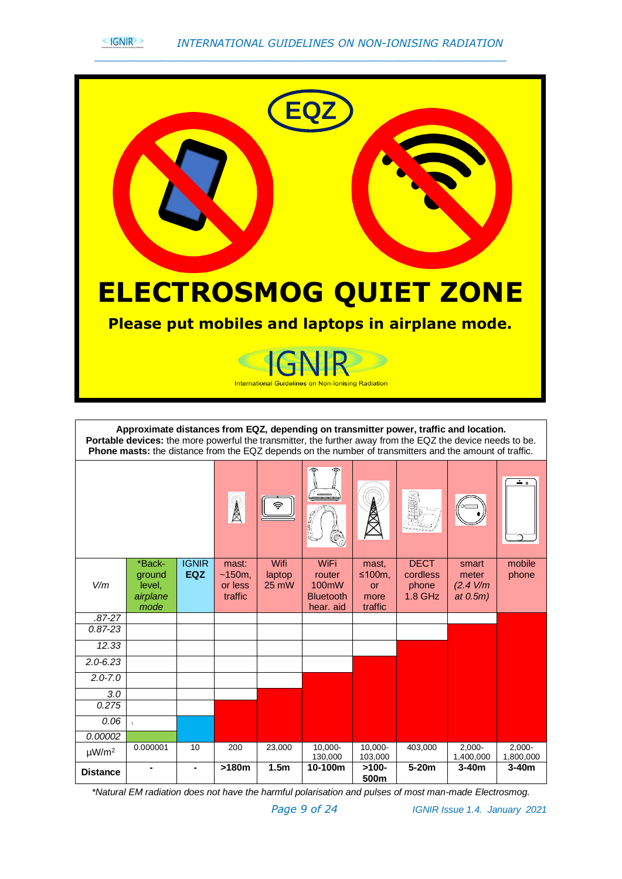EQZ

# ELECTROSMOG QUIET ZONE

**Please put mobiles and laptops in airplane mode.**

IGNIR

International Guidelines on Non-Ionising Radiation

**Approximate distances from EQZ, depending on transmitter power, traffic and location.**
**Portable devices:** the more powerful the transmitter, the further away from the EQZ the device needs to be.
**Phone masts:** the distance from the EQZ depends on the number of transmitters and the amount of traffic.

| *V/m* | *Back-ground level, *airplane mode* | IGNIR **EQZ** | mast: ~150m, or less traffic | Wifi laptop 25 mW | WiFi router 100mW Bluetooth hear. aid | mast, ≤100m, or more traffic | DECT cordless phone 1.8 GHz | smart meter *(2.4 V/m at 0.5m)* | mobile phone |
|---|---|---|---|---|---|---|---|---|---|
| *.87-27* | | | | | | | | | |
| *0.87-23* | | | | | | | | | |
| *12.33* | | | | | | | | | |
| *2.0-6.23* | | | | | | | | | |
| *2.0-7.0* | | | | | | | | | |
| *3.0* | | | | | | | | | |
| *0.275* | | | | | | | | | |
| *0.06* | | | | | | | | | |
| *0.00002* | | | | | | | | | |
| μW/m² | 0.000001 | 10 | 200 | 23,000 | 10,000-130,000 | 10,000-103,000 | 403,000 | 2,000-1,400,000 | 2,000-1,800,000 |
| **Distance** | **-** | **-** | **>180m** | **1.5m** | **10-100m** | **>100-500m** | **5-20m** | **3-40m** | **3-40m** |

*\*Natural EM radiation does not have the harmful polarisation and pulses of most man-made Electrosmog.*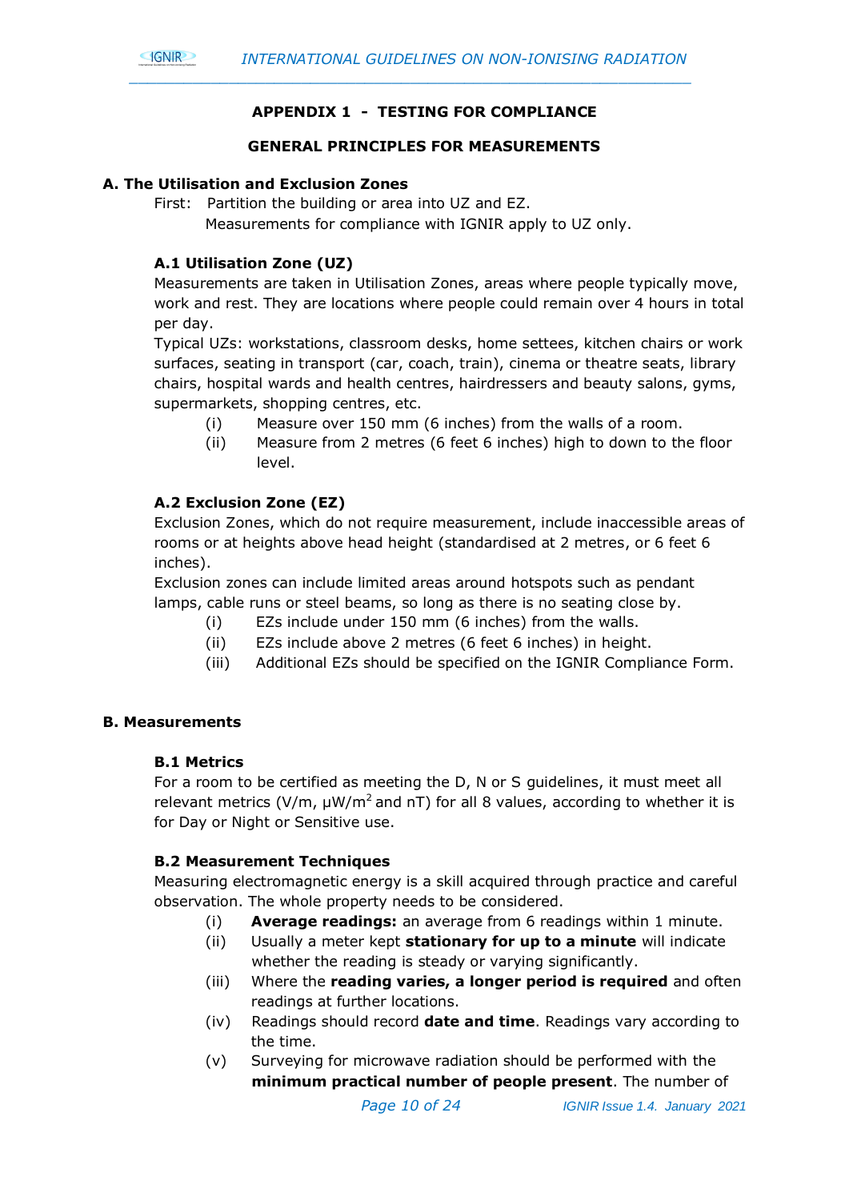## APPENDIX 1 - TESTING FOR COMPLIANCE

### GENERAL PRINCIPLES FOR MEASUREMENTS

### A. The Utilisation and Exclusion Zones

First: Partition the building or area into UZ and EZ.
Measurements for compliance with IGNIR apply to UZ only.

#### A.1 Utilisation Zone (UZ)

Measurements are taken in Utilisation Zones, areas where people typically move, work and rest. They are locations where people could remain over 4 hours in total per day.

Typical UZs: workstations, classroom desks, home settees, kitchen chairs or work surfaces, seating in transport (car, coach, train), cinema or theatre seats, library chairs, hospital wards and health centres, hairdressers and beauty salons, gyms, supermarkets, shopping centres, etc.

- (i) Measure over 150 mm (6 inches) from the walls of a room.
- (ii) Measure from 2 metres (6 feet 6 inches) high to down to the floor level.

#### A.2 Exclusion Zone (EZ)

Exclusion Zones, which do not require measurement, include inaccessible areas of rooms or at heights above head height (standardised at 2 metres, or 6 feet 6 inches).

Exclusion zones can include limited areas around hotspots such as pendant lamps, cable runs or steel beams, so long as there is no seating close by.

- (i) EZs include under 150 mm (6 inches) from the walls.
- (ii) EZs include above 2 metres (6 feet 6 inches) in height.
- (iii) Additional EZs should be specified on the IGNIR Compliance Form.

### B. Measurements

#### B.1 Metrics

For a room to be certified as meeting the D, N or S guidelines, it must meet all relevant metrics (V/m, μW/m$^2$ and nT) for all 8 values, according to whether it is for Day or Night or Sensitive use.

#### B.2 Measurement Techniques

Measuring electromagnetic energy is a skill acquired through practice and careful observation. The whole property needs to be considered.

- (i) **Average readings:** an average from 6 readings within 1 minute.
- (ii) Usually a meter kept **stationary for up to a minute** will indicate whether the reading is steady or varying significantly.
- (iii) Where the **reading varies, a longer period is required** and often readings at further locations.
- (iv) Readings should record **date and time**. Readings vary according to the time.
- (v) Surveying for microwave radiation should be performed with the **minimum practical number of people present**. The number of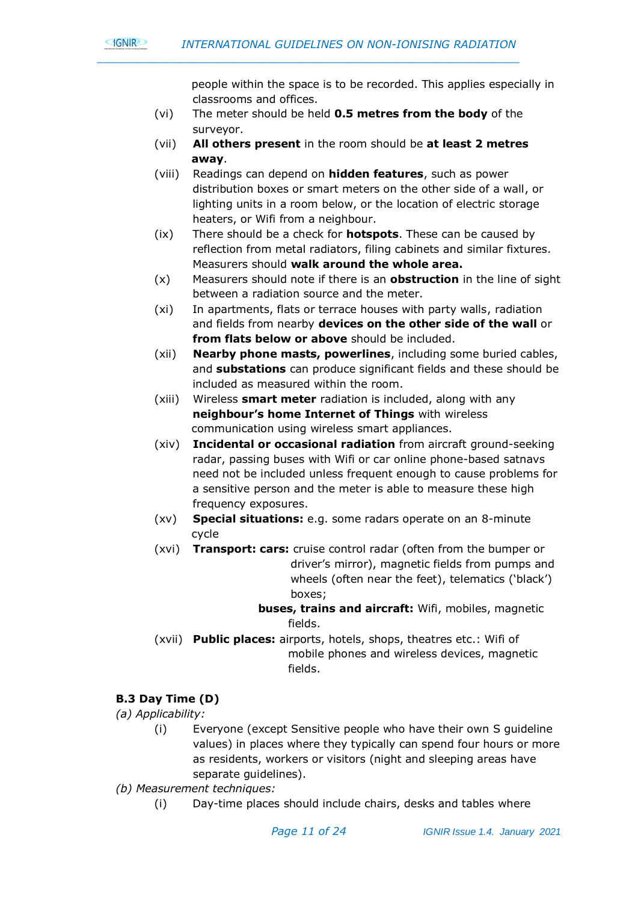people within the space is to be recorded. This applies especially in classrooms and offices.

(vi) The meter should be held **0.5 metres from the body** of the surveyor.

(vii) **All others present** in the room should be **at least 2 metres away**.

(viii) Readings can depend on **hidden features**, such as power distribution boxes or smart meters on the other side of a wall, or lighting units in a room below, or the location of electric storage heaters, or Wifi from a neighbour.

(ix) There should be a check for **hotspots**. These can be caused by reflection from metal radiators, filing cabinets and similar fixtures. Measurers should **walk around the whole area.**

(x) Measurers should note if there is an **obstruction** in the line of sight between a radiation source and the meter.

(xi) In apartments, flats or terrace houses with party walls, radiation and fields from nearby **devices on the other side of the wall** or **from flats below or above** should be included.

(xii) **Nearby phone masts, powerlines**, including some buried cables, and **substations** can produce significant fields and these should be included as measured within the room.

(xiii) Wireless **smart meter** radiation is included, along with any **neighbour's home Internet of Things** with wireless communication using wireless smart appliances.

(xiv) **Incidental or occasional radiation** from aircraft ground-seeking radar, passing buses with Wifi or car online phone-based satnavs need not be included unless frequent enough to cause problems for a sensitive person and the meter is able to measure these high frequency exposures.

(xv) **Special situations:** e.g. some radars operate on an 8-minute cycle

(xvi) **Transport: cars:** cruise control radar (often from the bumper or driver's mirror), magnetic fields from pumps and wheels (often near the feet), telematics ('black') boxes;
**buses, trains and aircraft:** Wifi, mobiles, magnetic fields.

(xvii) **Public places:** airports, hotels, shops, theatres etc.: Wifi of mobile phones and wireless devices, magnetic fields.

### B.3 Day Time (D)

*(a) Applicability:*

(i) Everyone (except Sensitive people who have their own S guideline values) in places where they typically can spend four hours or more as residents, workers or visitors (night and sleeping areas have separate guidelines).

*(b) Measurement techniques:*

(i) Day-time places should include chairs, desks and tables where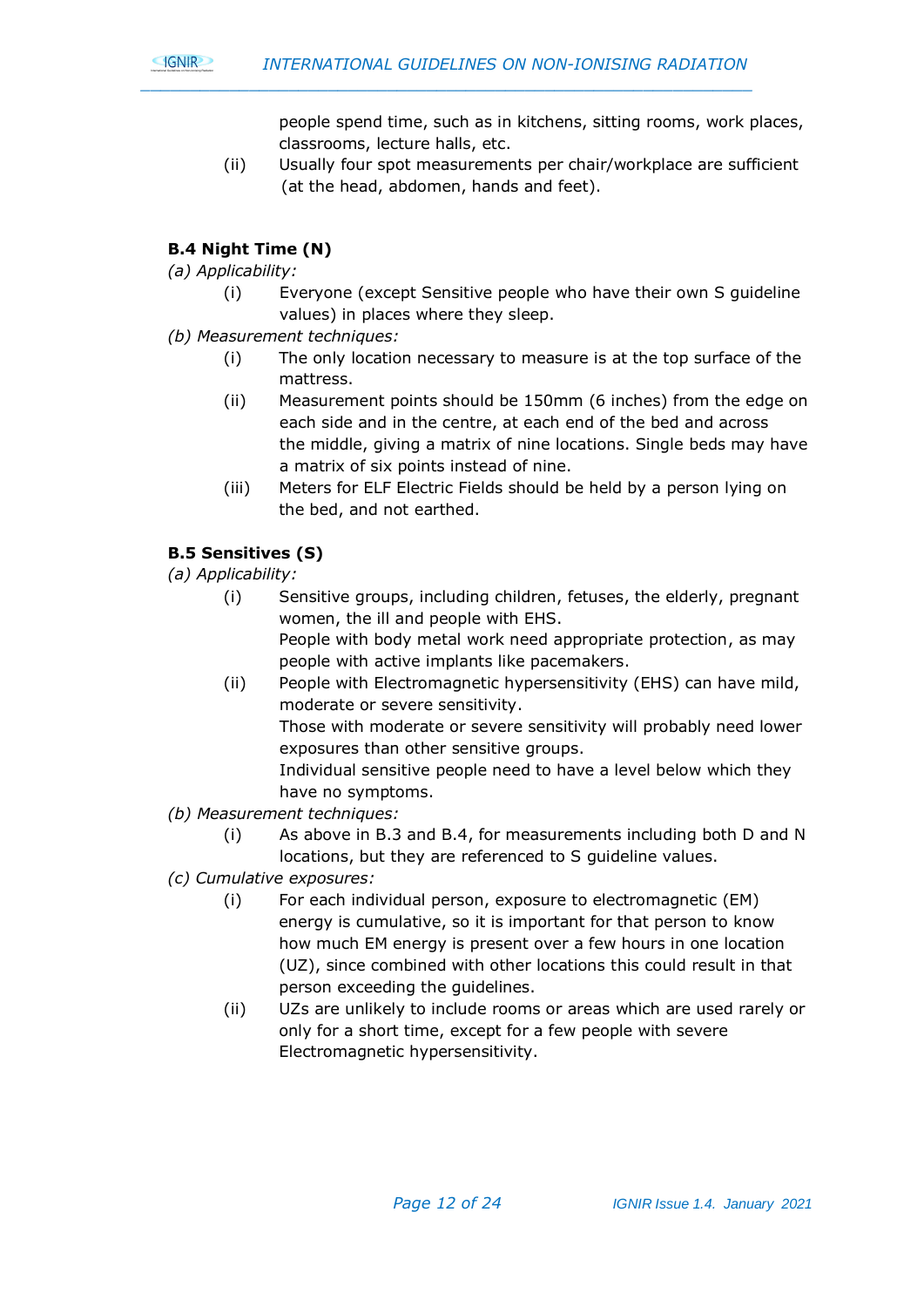people spend time, such as in kitchens, sitting rooms, work places, classrooms, lecture halls, etc.

(ii) Usually four spot measurements per chair/workplace are sufficient (at the head, abdomen, hands and feet).

**B.4 Night Time (N)**

*(a) Applicability:*

(i) Everyone (except Sensitive people who have their own S guideline values) in places where they sleep.

*(b) Measurement techniques:*

(i) The only location necessary to measure is at the top surface of the mattress.

(ii) Measurement points should be 150mm (6 inches) from the edge on each side and in the centre, at each end of the bed and across the middle, giving a matrix of nine locations. Single beds may have a matrix of six points instead of nine.

(iii) Meters for ELF Electric Fields should be held by a person lying on the bed, and not earthed.

**B.5 Sensitives (S)**

*(a) Applicability:*

(i) Sensitive groups, including children, fetuses, the elderly, pregnant women, the ill and people with EHS.
People with body metal work need appropriate protection, as may people with active implants like pacemakers.

(ii) People with Electromagnetic hypersensitivity (EHS) can have mild, moderate or severe sensitivity.
Those with moderate or severe sensitivity will probably need lower exposures than other sensitive groups.
Individual sensitive people need to have a level below which they have no symptoms.

*(b) Measurement techniques:*

(i) As above in B.3 and B.4, for measurements including both D and N locations, but they are referenced to S guideline values.

*(c) Cumulative exposures:*

(i) For each individual person, exposure to electromagnetic (EM) energy is cumulative, so it is important for that person to know how much EM energy is present over a few hours in one location (UZ), since combined with other locations this could result in that person exceeding the guidelines.

(ii) UZs are unlikely to include rooms or areas which are used rarely or only for a short time, except for a few people with severe Electromagnetic hypersensitivity.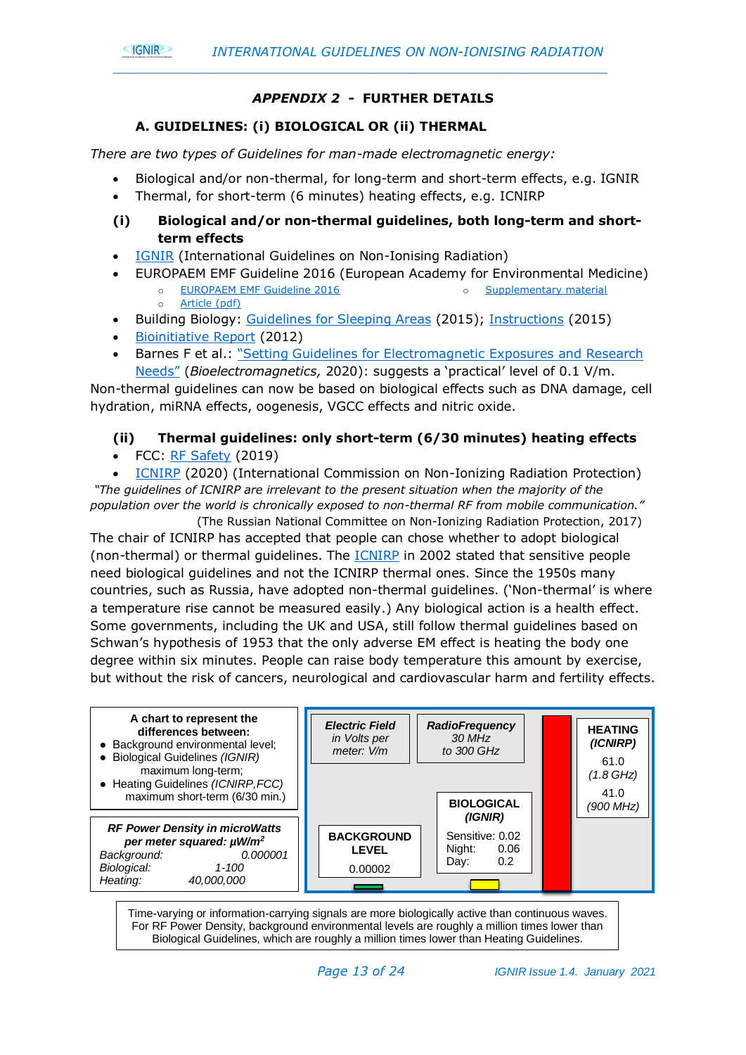## *APPENDIX 2* - FURTHER DETAILS

### A. GUIDELINES: (i) BIOLOGICAL OR (ii) THERMAL

*There are two types of Guidelines for man-made electromagnetic energy:*

- Biological and/or non-thermal, for long-term and short-term effects, e.g. IGNIR
- Thermal, for short-term (6 minutes) heating effects, e.g. ICNIRP

#### (i) Biological and/or non-thermal guidelines, both long-term and short-term effects

- IGNIR (International Guidelines on Non-Ionising Radiation)
- EUROPAEM EMF Guideline 2016 (European Academy for Environmental Medicine)
  - EUROPAEM EMF Guideline 2016
  - Supplementary material
  - Article (pdf)
- Building Biology: Guidelines for Sleeping Areas (2015); Instructions (2015)
- Bioinitiative Report (2012)
- Barnes F et al.: "Setting Guidelines for Electromagnetic Exposures and Research Needs" (*Bioelectromagnetics,* 2020): suggests a 'practical' level of 0.1 V/m.

Non-thermal guidelines can now be based on biological effects such as DNA damage, cell hydration, miRNA effects, oogenesis, VGCC effects and nitric oxide.

#### (ii) Thermal guidelines: only short-term (6/30 minutes) heating effects

- FCC: RF Safety (2019)
- ICNIRP (2020) (International Commission on Non-Ionizing Radiation Protection)

*"The guidelines of ICNIRP are irrelevant to the present situation when the majority of the population over the world is chronically exposed to non-thermal RF from mobile communication."*
(The Russian National Committee on Non-Ionizing Radiation Protection, 2017)

The chair of ICNIRP has accepted that people can chose whether to adopt biological (non-thermal) or thermal guidelines. The ICNIRP in 2002 stated that sensitive people need biological guidelines and not the ICNIRP thermal ones. Since the 1950s many countries, such as Russia, have adopted non-thermal guidelines. ('Non-thermal' is where a temperature rise cannot be measured easily.) Any biological action is a health effect. Some governments, including the UK and USA, still follow thermal guidelines based on Schwan's hypothesis of 1953 that the only adverse EM effect is heating the body one degree within six minutes. People can raise body temperature this amount by exercise, but without the risk of cancers, neurological and cardiovascular harm and fertility effects.

**A chart to represent the differences between:**
- Background environmental level;
- Biological Guidelines *(IGNIR)* maximum long-term;
- Heating Guidelines *(ICNIRP,FCC)* maximum short-term (6/30 min.)

***RF Power Density in microWatts per meter squared: μW/m²***

| | |
|---|---|
| *Background:* | *0.000001* |
| *Biological:* | *1-100* |
| *Heating:* | *40,000,000* |

***Electric Field*** *in Volts per meter: V/m* — ***RadioFrequency*** *30 MHz to 300 GHz*

| **BACKGROUND LEVEL** | **BIOLOGICAL *(IGNIR)*** | **HEATING *(ICNIRP)*** |
|---|---|---|
| 0.00002 | Sensitive: 0.02<br>Night: 0.06<br>Day: 0.2 | 61.0 *(1.8 GHz)*<br>41.0 *(900 MHz)* |

Time-varying or information-carrying signals are more biologically active than continuous waves. For RF Power Density, background environmental levels are roughly a million times lower than Biological Guidelines, which are roughly a million times lower than Heating Guidelines.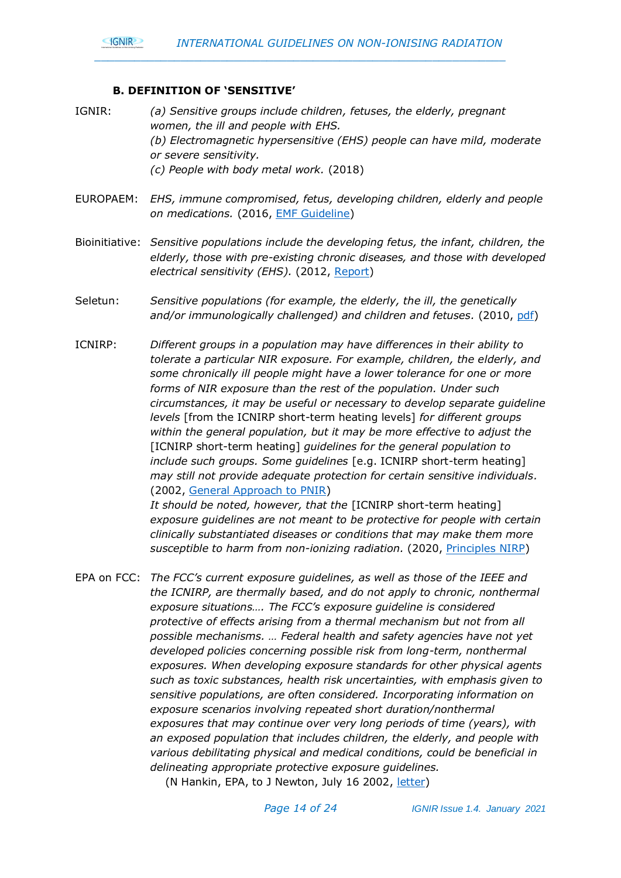### B. DEFINITION OF 'SENSITIVE'

IGNIR: *(a) Sensitive groups include children, fetuses, the elderly, pregnant women, the ill and people with EHS.*
*(b) Electromagnetic hypersensitive (EHS) people can have mild, moderate or severe sensitivity.*
*(c) People with body metal work.* (2018)

EUROPAEM: *EHS, immune compromised, fetus, developing children, elderly and people on medications.* (2016, EMF Guideline)

Bioinitiative: *Sensitive populations include the developing fetus, the infant, children, the elderly, those with pre-existing chronic diseases, and those with developed electrical sensitivity (EHS).* (2012, Report)

Seletun: *Sensitive populations (for example, the elderly, the ill, the genetically and/or immunologically challenged) and children and fetuses.* (2010, pdf)

ICNIRP: *Different groups in a population may have differences in their ability to tolerate a particular NIR exposure. For example, children, the elderly, and some chronically ill people might have a lower tolerance for one or more forms of NIR exposure than the rest of the population. Under such circumstances, it may be useful or necessary to develop separate guideline levels* [from the ICNIRP short-term heating levels] *for different groups within the general population, but it may be more effective to adjust the* [ICNIRP short-term heating] *guidelines for the general population to include such groups. Some guidelines* [e.g. ICNIRP short-term heating] *may still not provide adequate protection for certain sensitive individuals.* (2002, General Approach to PNIR)
*It should be noted, however, that the* [ICNIRP short-term heating] *exposure guidelines are not meant to be protective for people with certain clinically substantiated diseases or conditions that may make them more susceptible to harm from non-ionizing radiation.* (2020, Principles NIRP)

EPA on FCC: *The FCC's current exposure guidelines, as well as those of the IEEE and the ICNIRP, are thermally based, and do not apply to chronic, nonthermal exposure situations…. The FCC's exposure guideline is considered protective of effects arising from a thermal mechanism but not from all possible mechanisms. … Federal health and safety agencies have not yet developed policies concerning possible risk from long-term, nonthermal exposures. When developing exposure standards for other physical agents such as toxic substances, health risk uncertainties, with emphasis given to sensitive populations, are often considered. Incorporating information on exposure scenarios involving repeated short duration/nonthermal exposures that may continue over very long periods of time (years), with an exposed population that includes children, the elderly, and people with various debilitating physical and medical conditions, could be beneficial in delineating appropriate protective exposure guidelines.*
(N Hankin, EPA, to J Newton, July 16 2002, letter)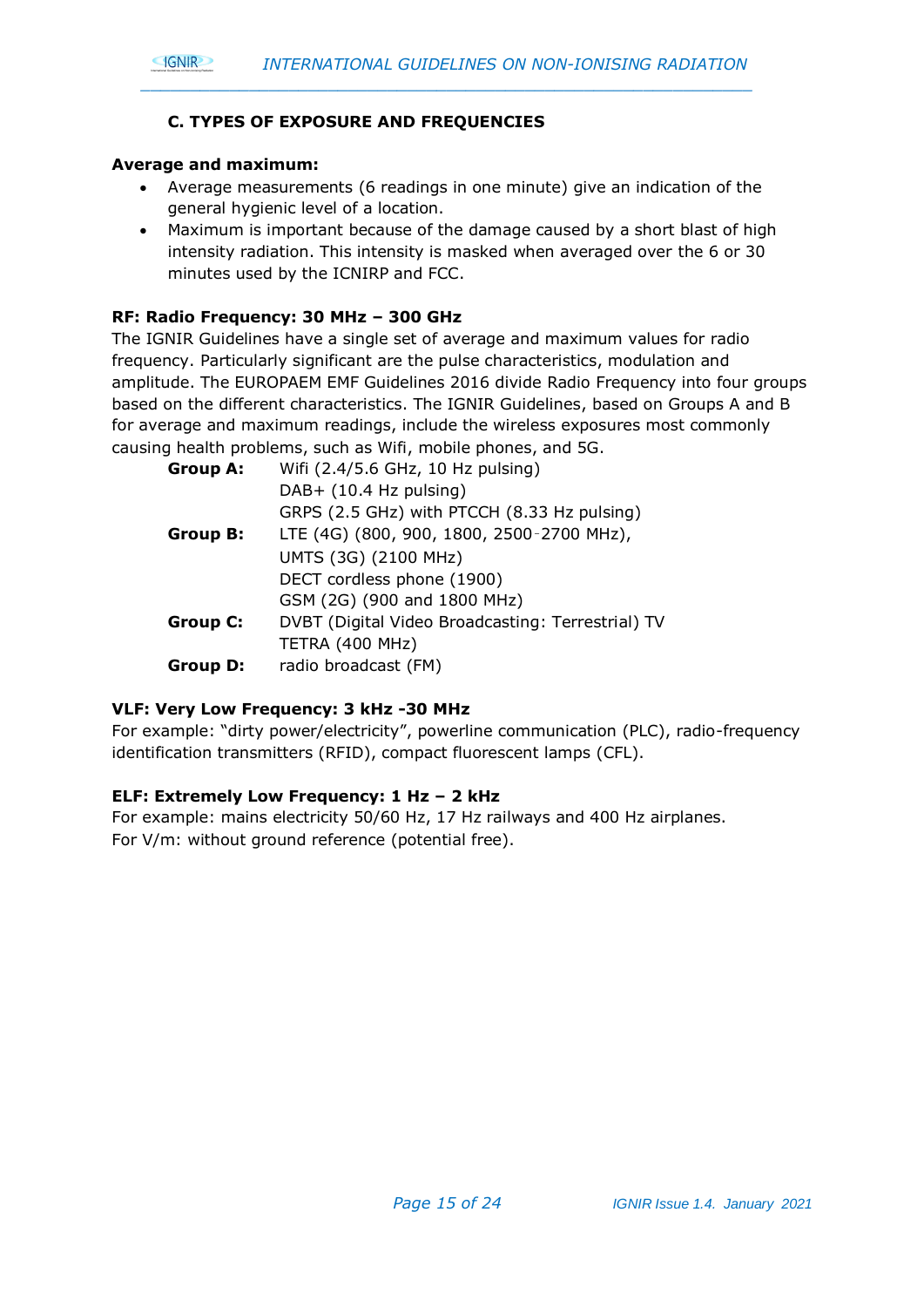## C. TYPES OF EXPOSURE AND FREQUENCIES

**Average and maximum:**

- Average measurements (6 readings in one minute) give an indication of the general hygienic level of a location.
- Maximum is important because of the damage caused by a short blast of high intensity radiation. This intensity is masked when averaged over the 6 or 30 minutes used by the ICNIRP and FCC.

**RF: Radio Frequency: 30 MHz – 300 GHz**

The IGNIR Guidelines have a single set of average and maximum values for radio frequency. Particularly significant are the pulse characteristics, modulation and amplitude. The EUROPAEM EMF Guidelines 2016 divide Radio Frequency into four groups based on the different characteristics. The IGNIR Guidelines, based on Groups A and B for average and maximum readings, include the wireless exposures most commonly causing health problems, such as Wifi, mobile phones, and 5G.

| | |
|---|---|
| **Group A:** | Wifi (2.4/5.6 GHz, 10 Hz pulsing) |
| | DAB+ (10.4 Hz pulsing) |
| | GRPS (2.5 GHz) with PTCCH (8.33 Hz pulsing) |
| **Group B:** | LTE (4G) (800, 900, 1800, 2500-2700 MHz), |
| | UMTS (3G) (2100 MHz) |
| | DECT cordless phone (1900) |
| | GSM (2G) (900 and 1800 MHz) |
| **Group C:** | DVBT (Digital Video Broadcasting: Terrestrial) TV |
| | TETRA (400 MHz) |
| **Group D:** | radio broadcast (FM) |

**VLF: Very Low Frequency: 3 kHz -30 MHz**

For example: "dirty power/electricity", powerline communication (PLC), radio-frequency identification transmitters (RFID), compact fluorescent lamps (CFL).

**ELF: Extremely Low Frequency: 1 Hz – 2 kHz**

For example: mains electricity 50/60 Hz, 17 Hz railways and 400 Hz airplanes.
For V/m: without ground reference (potential free).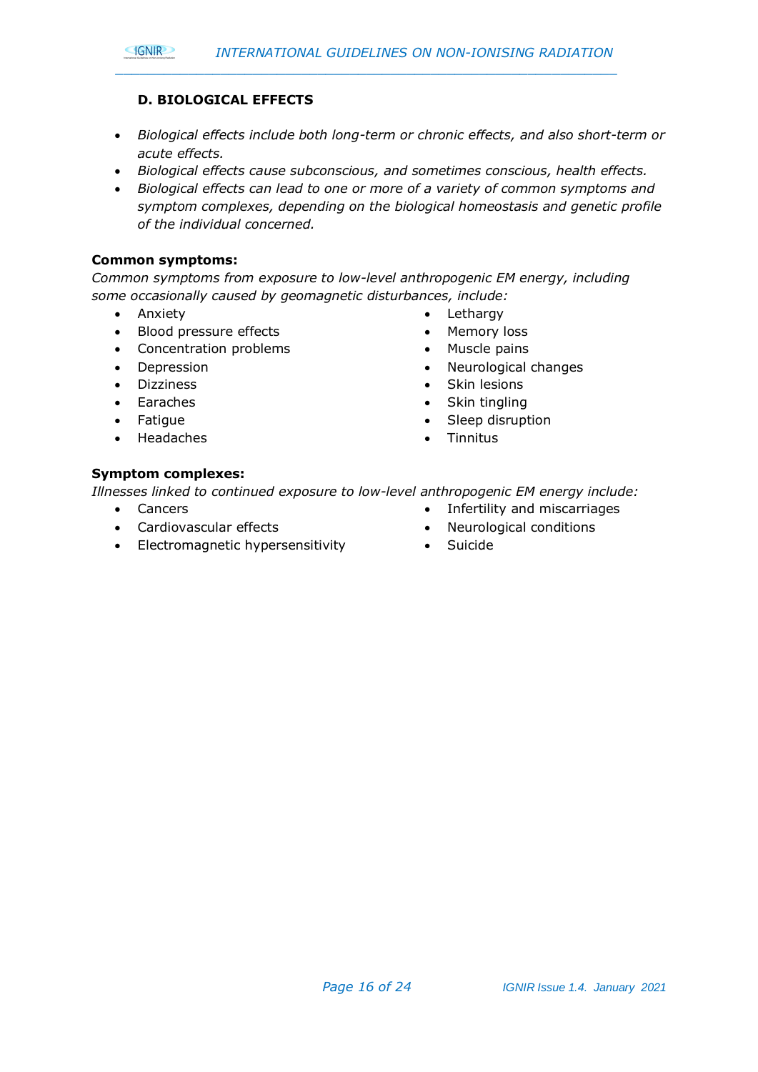## D. BIOLOGICAL EFFECTS

- *Biological effects include both long-term or chronic effects, and also short-term or acute effects.*
- *Biological effects cause subconscious, and sometimes conscious, health effects.*
- *Biological effects can lead to one or more of a variety of common symptoms and symptom complexes, depending on the biological homeostasis and genetic profile of the individual concerned.*

**Common symptoms:**

*Common symptoms from exposure to low-level anthropogenic EM energy, including some occasionally caused by geomagnetic disturbances, include:*

- Anxiety
- Blood pressure effects
- Concentration problems
- Depression
- Dizziness
- Earaches
- Fatigue
- Headaches
- Lethargy
- Memory loss
- Muscle pains
- Neurological changes
- Skin lesions
- Skin tingling
- Sleep disruption
- Tinnitus

**Symptom complexes:**

*Illnesses linked to continued exposure to low-level anthropogenic EM energy include:*

- Cancers
- Cardiovascular effects
- Electromagnetic hypersensitivity
- Infertility and miscarriages
- Neurological conditions
- Suicide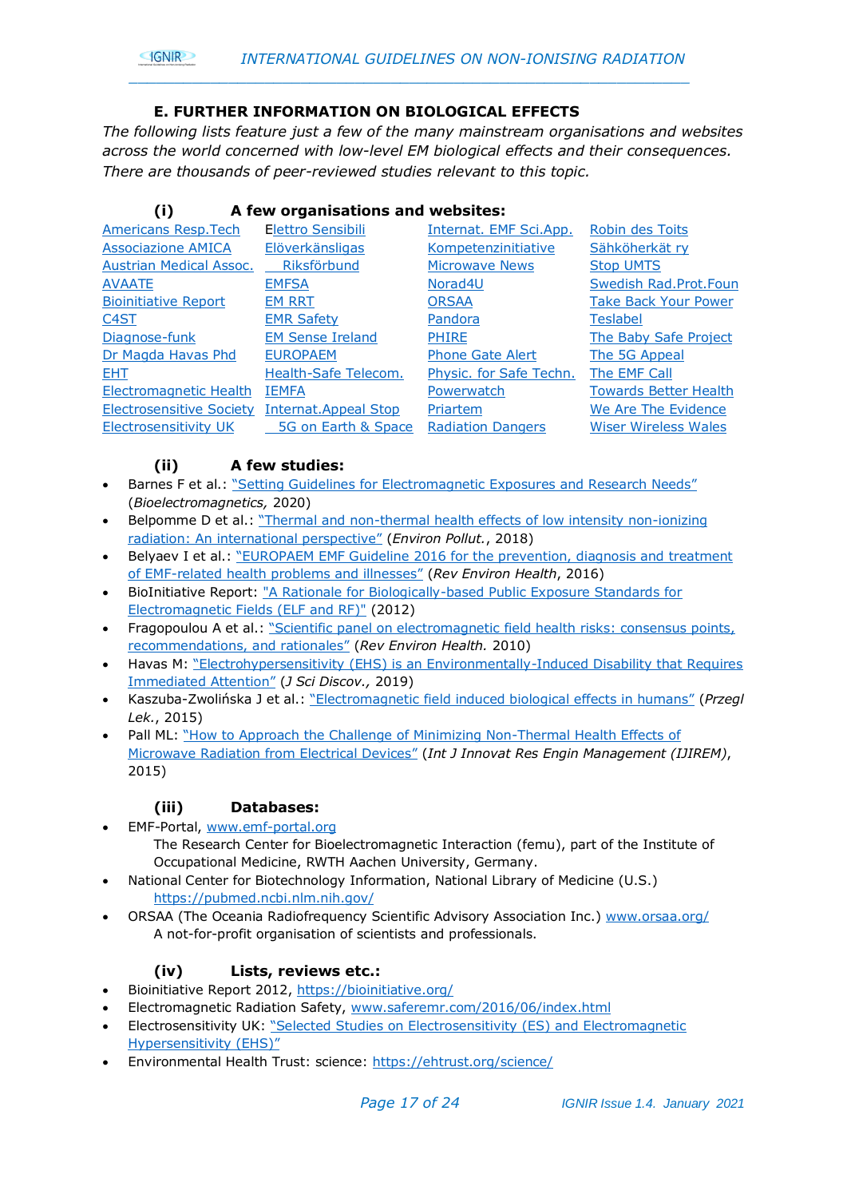## E. FURTHER INFORMATION ON BIOLOGICAL EFFECTS

*The following lists feature just a few of the many mainstream organisations and websites across the world concerned with low-level EM biological effects and their consequences. There are thousands of peer-reviewed studies relevant to this topic.*

### (i) A few organisations and websites:

| | | | |
|---|---|---|---|
| Americans Resp.Tech | Elettro Sensibili | Internat. EMF Sci.App. | Robin des Toits |
| Associazione AMICA | Elöverkänsligas Riksförbund | Kompetenzinitiative | Sähköherkät ry |
| Austrian Medical Assoc. | | Microwave News | Stop UMTS |
| AVAATE | EMFSA | Norad4U | Swedish Rad.Prot.Foun |
| Bioinitiative Report | EM RRT | ORSAA | Take Back Your Power |
| C4ST | EMR Safety | Pandora | Teslabel |
| Diagnose-funk | EM Sense Ireland | PHIRE | The Baby Safe Project |
| Dr Magda Havas Phd | EUROPAEM | Phone Gate Alert | The 5G Appeal |
| EHT | Health-Safe Telecom. | Physic. for Safe Techn. | The EMF Call |
| Electromagnetic Health | IEMFA | Powerwatch | Towards Better Health |
| Electrosensitive Society | Internat.Appeal Stop 5G on Earth & Space | Priartem | We Are The Evidence |
| Electrosensitivity UK | | Radiation Dangers | Wiser Wireless Wales |

### (ii) A few studies:

- Barnes F et al.: "Setting Guidelines for Electromagnetic Exposures and Research Needs" (*Bioelectromagnetics,* 2020)
- Belpomme D et al.: "Thermal and non-thermal health effects of low intensity non-ionizing radiation: An international perspective" (*Environ Pollut.*, 2018)
- Belyaev I et al.: "EUROPAEM EMF Guideline 2016 for the prevention, diagnosis and treatment of EMF-related health problems and illnesses" (*Rev Environ Health*, 2016)
- BioInitiative Report: "A Rationale for Biologically-based Public Exposure Standards for Electromagnetic Fields (ELF and RF)" (2012)
- Fragopoulou A et al.: "Scientific panel on electromagnetic field health risks: consensus points, recommendations, and rationales" (*Rev Environ Health.* 2010)
- Havas M: "Electrohypersensitivity (EHS) is an Environmentally-Induced Disability that Requires Immediated Attention" (*J Sci Discov.*, 2019)
- Kaszuba-Zwolińska J et al.: "Electromagnetic field induced biological effects in humans" (*Przegl Lek.*, 2015)
- Pall ML: "How to Approach the Challenge of Minimizing Non-Thermal Health Effects of Microwave Radiation from Electrical Devices" (*Int J Innovat Res Engin Management (IJIREM)*, 2015)

### (iii) Databases:

- EMF-Portal, www.emf-portal.org
  The Research Center for Bioelectromagnetic Interaction (femu), part of the Institute of Occupational Medicine, RWTH Aachen University, Germany.
- National Center for Biotechnology Information, National Library of Medicine (U.S.)
  https://pubmed.ncbi.nlm.nih.gov/
- ORSAA (The Oceania Radiofrequency Scientific Advisory Association Inc.) www.orsaa.org/
  A not-for-profit organisation of scientists and professionals.

### (iv) Lists, reviews etc.:

- Bioinitiative Report 2012, https://bioinitiative.org/
- Electromagnetic Radiation Safety, www.saferemr.com/2016/06/index.html
- Electrosensitivity UK: "Selected Studies on Electrosensitivity (ES) and Electromagnetic Hypersensitivity (EHS)"
- Environmental Health Trust: science: https://ehtrust.org/science/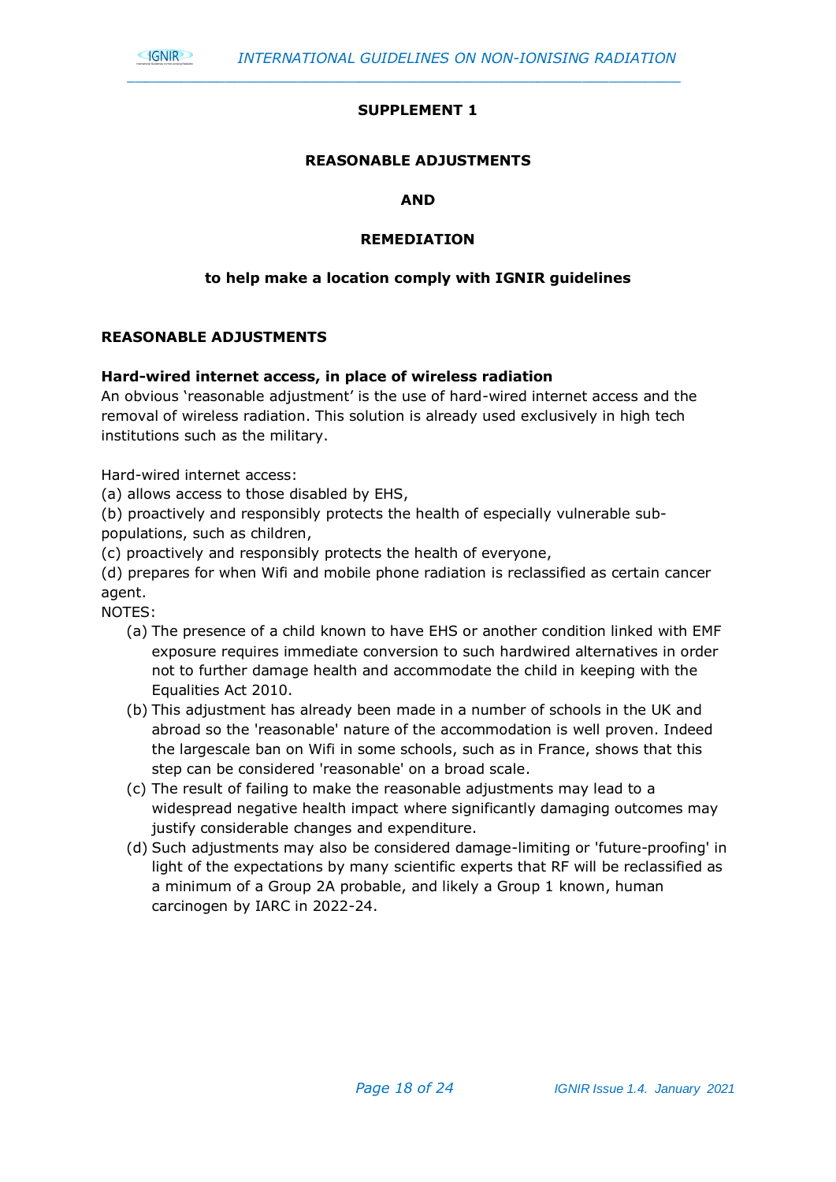# SUPPLEMENT 1

## REASONABLE ADJUSTMENTS

## AND

## REMEDIATION

### to help make a location comply with IGNIR guidelines

## REASONABLE ADJUSTMENTS

**Hard-wired internet access, in place of wireless radiation**

An obvious 'reasonable adjustment' is the use of hard-wired internet access and the removal of wireless radiation. This solution is already used exclusively in high tech institutions such as the military.

Hard-wired internet access:
(a) allows access to those disabled by EHS,
(b) proactively and responsibly protects the health of especially vulnerable sub-populations, such as children,
(c) proactively and responsibly protects the health of everyone,
(d) prepares for when Wifi and mobile phone radiation is reclassified as certain cancer agent.

NOTES:

(a) The presence of a child known to have EHS or another condition linked with EMF exposure requires immediate conversion to such hardwired alternatives in order not to further damage health and accommodate the child in keeping with the Equalities Act 2010.

(b) This adjustment has already been made in a number of schools in the UK and abroad so the 'reasonable' nature of the accommodation is well proven. Indeed the largescale ban on Wifi in some schools, such as in France, shows that this step can be considered 'reasonable' on a broad scale.

(c) The result of failing to make the reasonable adjustments may lead to a widespread negative health impact where significantly damaging outcomes may justify considerable changes and expenditure.

(d) Such adjustments may also be considered damage-limiting or 'future-proofing' in light of the expectations by many scientific experts that RF will be reclassified as a minimum of a Group 2A probable, and likely a Group 1 known, human carcinogen by IARC in 2022-24.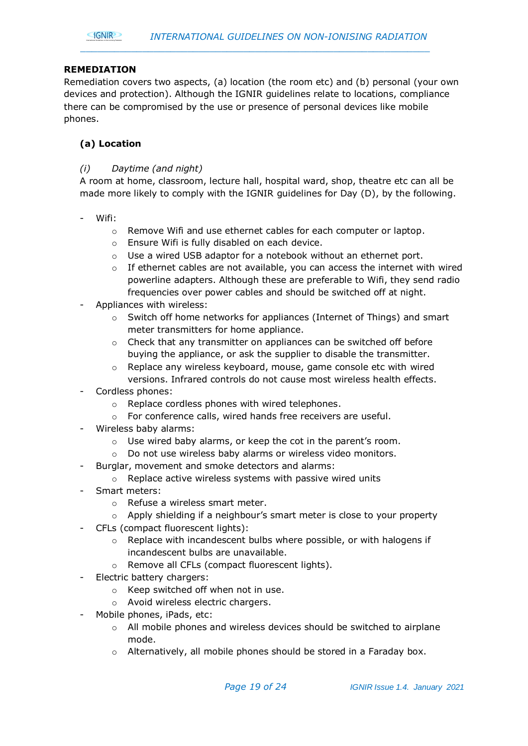**REMEDIATION**

Remediation covers two aspects, (a) location (the room etc) and (b) personal (your own devices and protection). Although the IGNIR guidelines relate to locations, compliance there can be compromised by the use or presence of personal devices like mobile phones.

**(a) Location**

*(i) Daytime (and night)*

A room at home, classroom, lecture hall, hospital ward, shop, theatre etc can all be made more likely to comply with the IGNIR guidelines for Day (D), by the following.

- Wifi:
  - Remove Wifi and use ethernet cables for each computer or laptop.
  - Ensure Wifi is fully disabled on each device.
  - Use a wired USB adaptor for a notebook without an ethernet port.
  - If ethernet cables are not available, you can access the internet with wired powerline adapters. Although these are preferable to Wifi, they send radio frequencies over power cables and should be switched off at night.
- Appliances with wireless:
  - Switch off home networks for appliances (Internet of Things) and smart meter transmitters for home appliance.
  - Check that any transmitter on appliances can be switched off before buying the appliance, or ask the supplier to disable the transmitter.
  - Replace any wireless keyboard, mouse, game console etc with wired versions. Infrared controls do not cause most wireless health effects.
- Cordless phones:
  - Replace cordless phones with wired telephones.
  - For conference calls, wired hands free receivers are useful.
- Wireless baby alarms:
  - Use wired baby alarms, or keep the cot in the parent's room.
  - Do not use wireless baby alarms or wireless video monitors.
- Burglar, movement and smoke detectors and alarms:
  - Replace active wireless systems with passive wired units
- Smart meters:
  - Refuse a wireless smart meter.
  - Apply shielding if a neighbour's smart meter is close to your property
- CFLs (compact fluorescent lights):
  - Replace with incandescent bulbs where possible, or with halogens if incandescent bulbs are unavailable.
  - Remove all CFLs (compact fluorescent lights).
- Electric battery chargers:
  - Keep switched off when not in use.
  - Avoid wireless electric chargers.
- Mobile phones, iPads, etc:
  - All mobile phones and wireless devices should be switched to airplane mode.
  - Alternatively, all mobile phones should be stored in a Faraday box.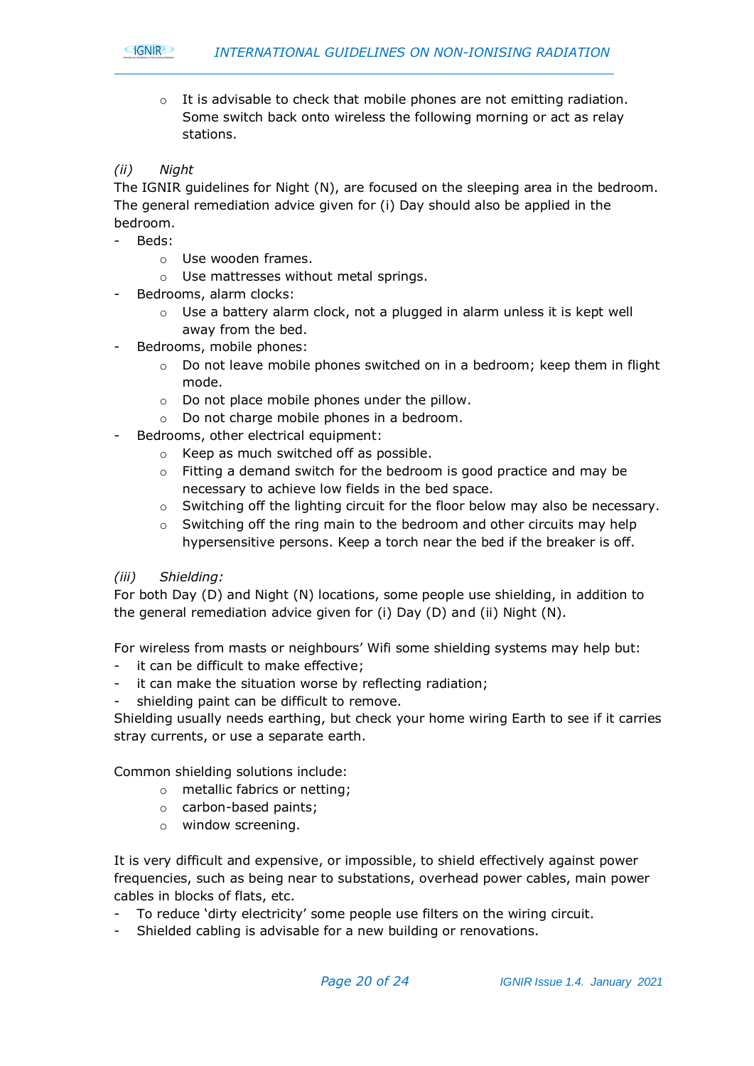- It is advisable to check that mobile phones are not emitting radiation. Some switch back onto wireless the following morning or act as relay stations.

*(ii) Night*

The IGNIR guidelines for Night (N), are focused on the sleeping area in the bedroom. The general remediation advice given for (i) Day should also be applied in the bedroom.

- Beds:
   - Use wooden frames.
   - Use mattresses without metal springs.
- Bedrooms, alarm clocks:
   - Use a battery alarm clock, not a plugged in alarm unless it is kept well away from the bed.
- Bedrooms, mobile phones:
   - Do not leave mobile phones switched on in a bedroom; keep them in flight mode.
   - Do not place mobile phones under the pillow.
   - Do not charge mobile phones in a bedroom.
- Bedrooms, other electrical equipment:
   - Keep as much switched off as possible.
   - Fitting a demand switch for the bedroom is good practice and may be necessary to achieve low fields in the bed space.
   - Switching off the lighting circuit for the floor below may also be necessary.
   - Switching off the ring main to the bedroom and other circuits may help hypersensitive persons. Keep a torch near the bed if the breaker is off.

*(iii) Shielding:*

For both Day (D) and Night (N) locations, some people use shielding, in addition to the general remediation advice given for (i) Day (D) and (ii) Night (N).

For wireless from masts or neighbours' Wifi some shielding systems may help but:

- it can be difficult to make effective;
- it can make the situation worse by reflecting radiation;
- shielding paint can be difficult to remove.

Shielding usually needs earthing, but check your home wiring Earth to see if it carries stray currents, or use a separate earth.

Common shielding solutions include:

   - metallic fabrics or netting;
   - carbon-based paints;
   - window screening.

It is very difficult and expensive, or impossible, to shield effectively against power frequencies, such as being near to substations, overhead power cables, main power cables in blocks of flats, etc.

- To reduce 'dirty electricity' some people use filters on the wiring circuit.
- Shielded cabling is advisable for a new building or renovations.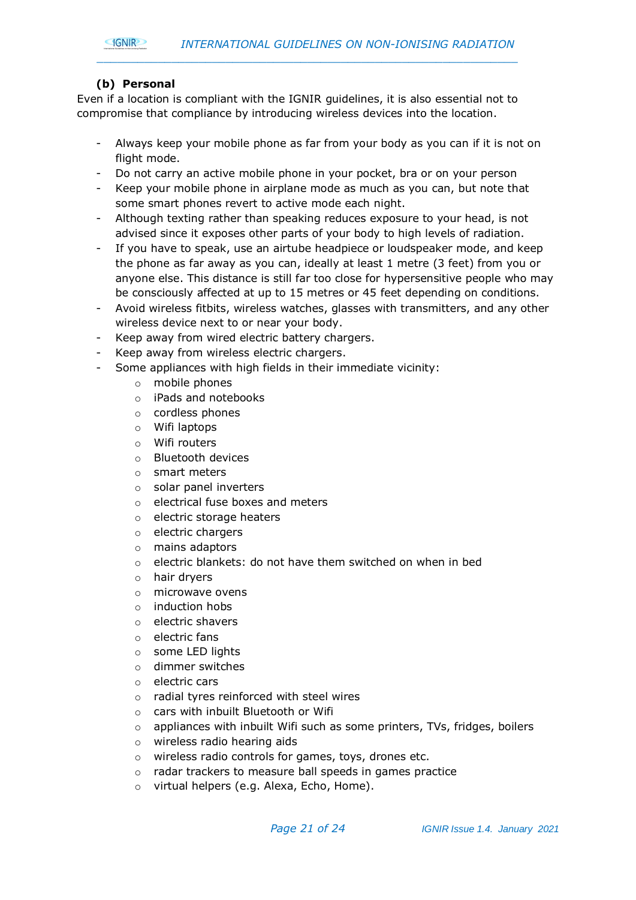### (b) Personal

Even if a location is compliant with the IGNIR guidelines, it is also essential not to compromise that compliance by introducing wireless devices into the location.

- Always keep your mobile phone as far from your body as you can if it is not on flight mode.
- Do not carry an active mobile phone in your pocket, bra or on your person
- Keep your mobile phone in airplane mode as much as you can, but note that some smart phones revert to active mode each night.
- Although texting rather than speaking reduces exposure to your head, is not advised since it exposes other parts of your body to high levels of radiation.
- If you have to speak, use an airtube headpiece or loudspeaker mode, and keep the phone as far away as you can, ideally at least 1 metre (3 feet) from you or anyone else. This distance is still far too close for hypersensitive people who may be consciously affected at up to 15 metres or 45 feet depending on conditions.
- Avoid wireless fitbits, wireless watches, glasses with transmitters, and any other wireless device next to or near your body.
- Keep away from wired electric battery chargers.
- Keep away from wireless electric chargers.
- Some appliances with high fields in their immediate vicinity:
  - mobile phones
  - iPads and notebooks
  - cordless phones
  - Wifi laptops
  - Wifi routers
  - Bluetooth devices
  - smart meters
  - solar panel inverters
  - electrical fuse boxes and meters
  - electric storage heaters
  - electric chargers
  - mains adaptors
  - electric blankets: do not have them switched on when in bed
  - hair dryers
  - microwave ovens
  - induction hobs
  - electric shavers
  - electric fans
  - some LED lights
  - dimmer switches
  - electric cars
  - radial tyres reinforced with steel wires
  - cars with inbuilt Bluetooth or Wifi
  - appliances with inbuilt Wifi such as some printers, TVs, fridges, boilers
  - wireless radio hearing aids
  - wireless radio controls for games, toys, drones etc.
  - radar trackers to measure ball speeds in games practice
  - virtual helpers (e.g. Alexa, Echo, Home).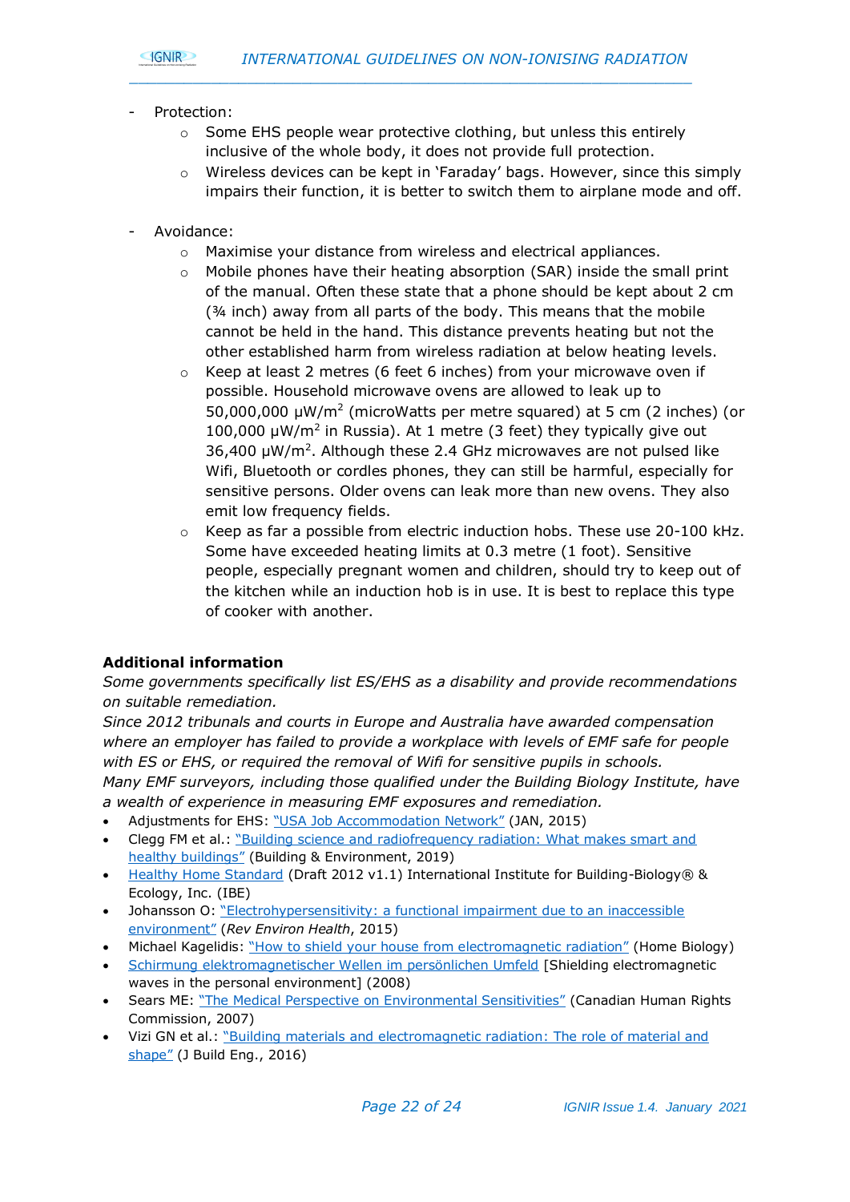- Protection:
    - Some EHS people wear protective clothing, but unless this entirely inclusive of the whole body, it does not provide full protection.
    - Wireless devices can be kept in 'Faraday' bags. However, since this simply impairs their function, it is better to switch them to airplane mode and off.

- Avoidance:
    - Maximise your distance from wireless and electrical appliances.
    - Mobile phones have their heating absorption (SAR) inside the small print of the manual. Often these state that a phone should be kept about 2 cm (¾ inch) away from all parts of the body. This means that the mobile cannot be held in the hand. This distance prevents heating but not the other established harm from wireless radiation at below heating levels.
    - Keep at least 2 metres (6 feet 6 inches) from your microwave oven if possible. Household microwave ovens are allowed to leak up to 50,000,000 μW/m$^2$ (microWatts per metre squared) at 5 cm (2 inches) (or 100,000 μW/m$^2$ in Russia). At 1 metre (3 feet) they typically give out 36,400 μW/m$^2$. Although these 2.4 GHz microwaves are not pulsed like Wifi, Bluetooth or cordles phones, they can still be harmful, especially for sensitive persons. Older ovens can leak more than new ovens. They also emit low frequency fields.
    - Keep as far a possible from electric induction hobs. These use 20-100 kHz. Some have exceeded heating limits at 0.3 metre (1 foot). Sensitive people, especially pregnant women and children, should try to keep out of the kitchen while an induction hob is in use. It is best to replace this type of cooker with another.

**Additional information**

*Some governments specifically list ES/EHS as a disability and provide recommendations on suitable remediation.*

*Since 2012 tribunals and courts in Europe and Australia have awarded compensation where an employer has failed to provide a workplace with levels of EMF safe for people with ES or EHS, or required the removal of Wifi for sensitive pupils in schools.*

*Many EMF surveyors, including those qualified under the Building Biology Institute, have a wealth of experience in measuring EMF exposures and remediation.*

- Adjustments for EHS: "USA Job Accommodation Network" (JAN, 2015)
- Clegg FM et al.: "Building science and radiofrequency radiation: What makes smart and healthy buildings" (Building & Environment, 2019)
- Healthy Home Standard (Draft 2012 v1.1) International Institute for Building-Biology® & Ecology, Inc. (IBE)
- Johansson O: "Electrohypersensitivity: a functional impairment due to an inaccessible environment" (*Rev Environ Health*, 2015)
- Michael Kagelidis: "How to shield your house from electromagnetic radiation" (Home Biology)
- Schirmung elektromagnetischer Wellen im persönlichen Umfeld [Shielding electromagnetic waves in the personal environment] (2008)
- Sears ME: "The Medical Perspective on Environmental Sensitivities" (Canadian Human Rights Commission, 2007)
- Vizi GN et al.: "Building materials and electromagnetic radiation: The role of material and shape" (J Build Eng., 2016)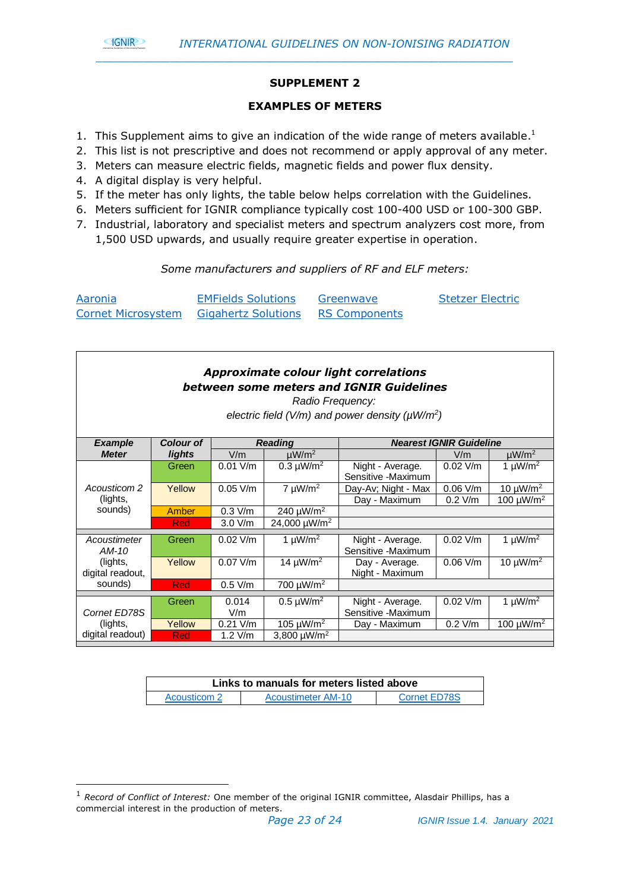## SUPPLEMENT 2

### EXAMPLES OF METERS

1. This Supplement aims to give an indication of the wide range of meters available.[1]
2. This list is not prescriptive and does not recommend or apply approval of any meter.
3. Meters can measure electric fields, magnetic fields and power flux density.
4. A digital display is very helpful.
5. If the meter has only lights, the table below helps correlation with the Guidelines.
6. Meters sufficient for IGNIR compliance typically cost 100-400 USD or 100-300 GBP.
7. Industrial, laboratory and specialist meters and spectrum analyzers cost more, from 1,500 USD upwards, and usually require greater expertise in operation.

*Some manufacturers and suppliers of RF and ELF meters:*

Aaronia, Cornet Microsystem, EMFields Solutions, Gigahertz Solutions, Greenwave, RS Components, Stetzer Electric

***Approximate colour light correlations between some meters and IGNIR Guidelines***

*Radio Frequency: electric field (V/m) and power density (μW/m²)*

| Example Meter | Colour of lights | Reading | | Nearest IGNIR Guideline | | |
|---|---|---|---|---|---|---|
| | | V/m | μW/m² | | V/m | μW/m² |
| *Acousticom 2* (lights, sounds) | Green | 0.01 V/m | 0.3 μW/m² | Night - Average. Sensitive -Maximum | 0.02 V/m | 1 μW/m² |
| | Yellow | 0.05 V/m | 7 μW/m² | Day-Av; Night - Max | 0.06 V/m | 10 μW/m² |
| | | | | Day - Maximum | 0.2 V/m | 100 μW/m² |
| | Amber | 0.3 V/m | 240 μW/m² | | | |
| | Red | 3.0 V/m | 24,000 μW/m² | | | |
| *Acoustimeter AM-10* (lights, digital readout, sounds) | Green | 0.02 V/m | 1 μW/m² | Night - Average. Sensitive -Maximum | 0.02 V/m | 1 μW/m² |
| | Yellow | 0.07 V/m | 14 μW/m² | Day - Average. Night - Maximum | 0.06 V/m | 10 μW/m² |
| | Red | 0.5 V/m | 700 μW/m² | | | |
| *Cornet ED78S* (lights, digital readout) | Green | 0.014 V/m | 0.5 μW/m² | Night - Average. Sensitive -Maximum | 0.02 V/m | 1 μW/m² |
| | Yellow | 0.21 V/m | 105 μW/m² | Day - Maximum | 0.2 V/m | 100 μW/m² |
| | Red | 1.2 V/m | 3,800 μW/m² | | | |

| Links to manuals for meters listed above | | |
|---|---|---|
| Acousticom 2 | Acoustimeter AM-10 | Cornet ED78S |

[1] *Record of Conflict of Interest:* One member of the original IGNIR committee, Alasdair Phillips, has a commercial interest in the production of meters.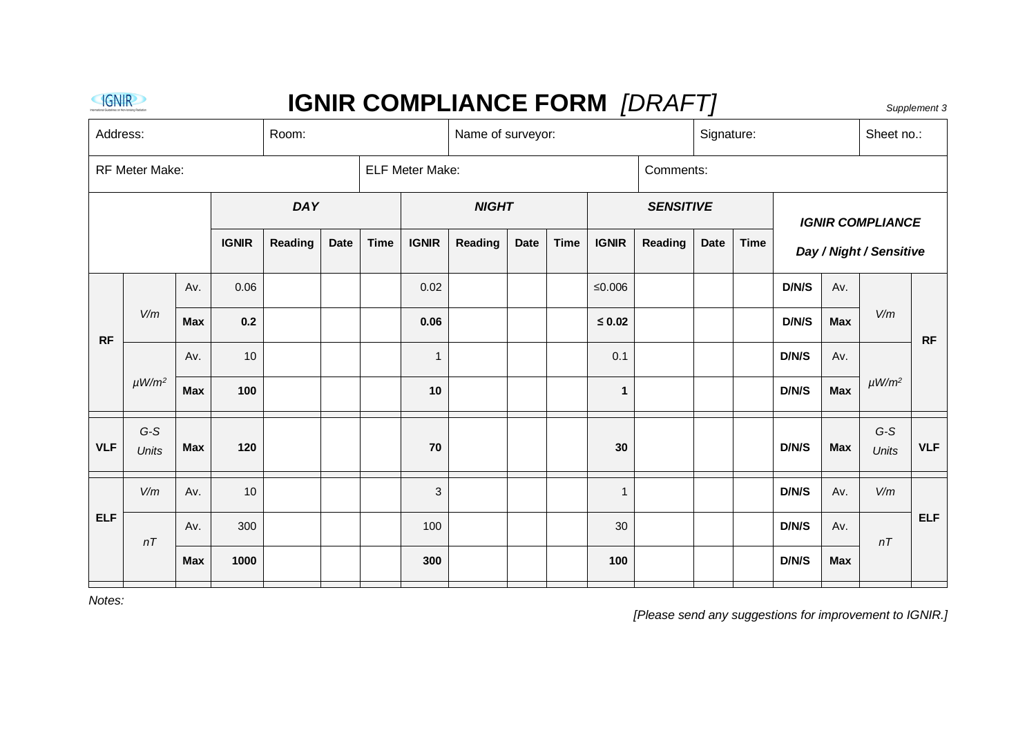# IGNIR COMPLIANCE FORM *[DRAFT]*

*Supplement 3*

| Address: | Room: | Name of surveyor: | Signature: | Sheet no.: |
|---|---|---|---|---|
| RF Meter Make: | ELF Meter Make: | Comments: | | |

| | | | DAY | | | | NIGHT | | | | SENSITIVE | | | | IGNIR COMPLIANCE Day / Night / Sensitive | | | |
|---|---|---|---|---|---|---|---|---|---|---|---|---|---|---|---|---|---|---|
| | | | **IGNIR** | **Reading** | **Date** | **Time** | **IGNIR** | **Reading** | **Date** | **Time** | **IGNIR** | **Reading** | **Date** | **Time** | | | | |
| **RF** | *V/m* | Av. | 0.06 | | | | 0.02 | | | | ≤0.006 | | | | **D/N/S** | Av. | *V/m* | **RF** |
| | | **Max** | **0.2** | | | | **0.06** | | | | **≤ 0.02** | | | | **D/N/S** | **Max** | | |
| | *μW/m²* | Av. | 10 | | | | 1 | | | | 0.1 | | | | **D/N/S** | Av. | *μW/m²* | |
| | | **Max** | **100** | | | | **10** | | | | **1** | | | | **D/N/S** | **Max** | | |
| **VLF** | *G-S Units* | **Max** | **120** | | | | **70** | | | | **30** | | | | **D/N/S** | **Max** | *G-S Units* | **VLF** |
| **ELF** | *V/m* | Av. | 10 | | | | 3 | | | | 1 | | | | **D/N/S** | Av. | *V/m* | **ELF** |
| | *nT* | Av. | 300 | | | | 100 | | | | 30 | | | | **D/N/S** | Av. | *nT* | |
| | | **Max** | **1000** | | | | **300** | | | | **100** | | | | **D/N/S** | **Max** | | |

*Notes:*

*[Please send any suggestions for improvement to IGNIR.]*